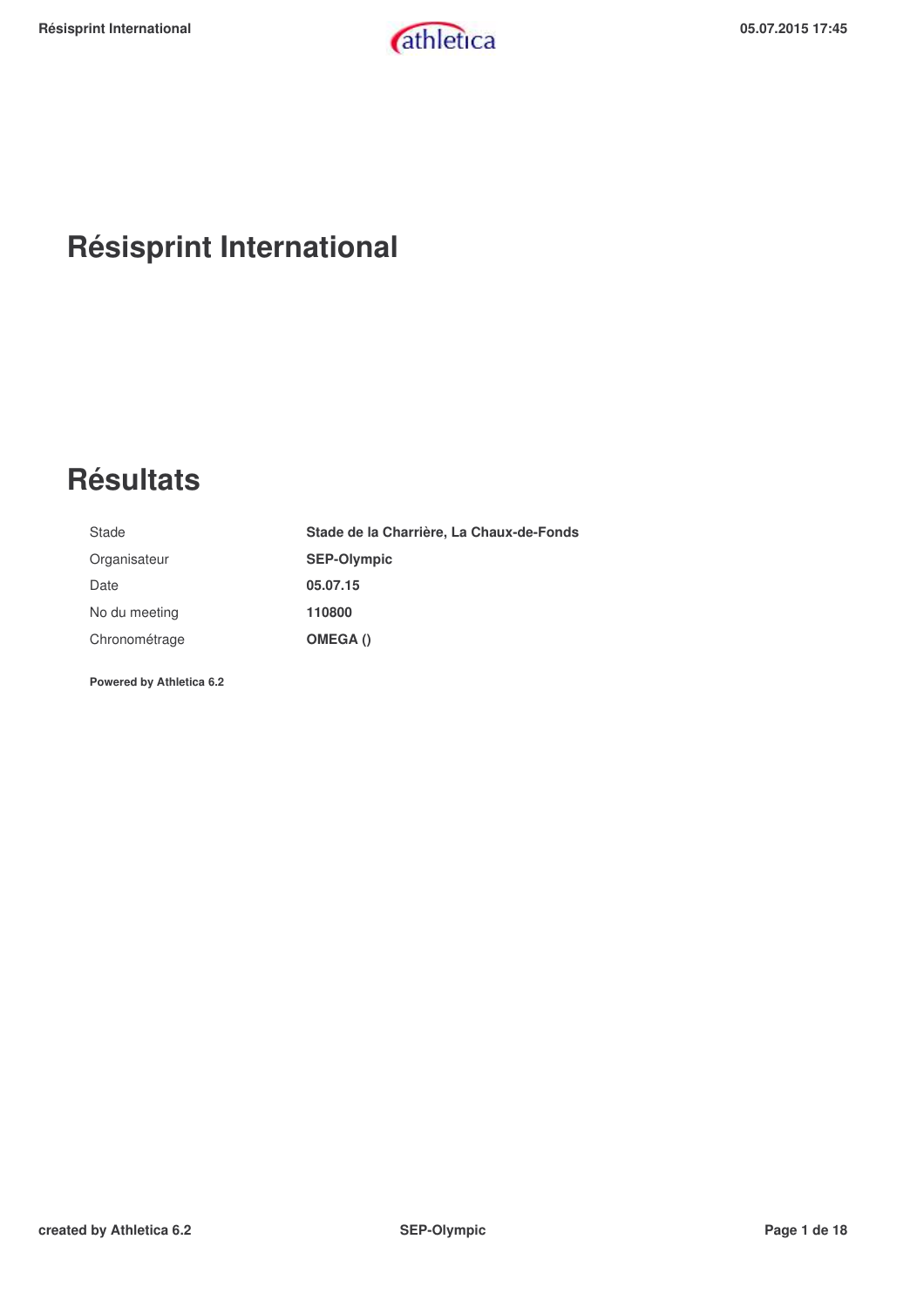# Résisprint International

# Résultats

| | |
|---|---|
| Stade | **Stade de la Charrière, La Chaux-de-Fonds** |
| Organisateur | **SEP-Olympic** |
| Date | **05.07.15** |
| No du meeting | **110800** |
| Chronométrage | **OMEGA ()** |

**Powered by Athletica 6.2**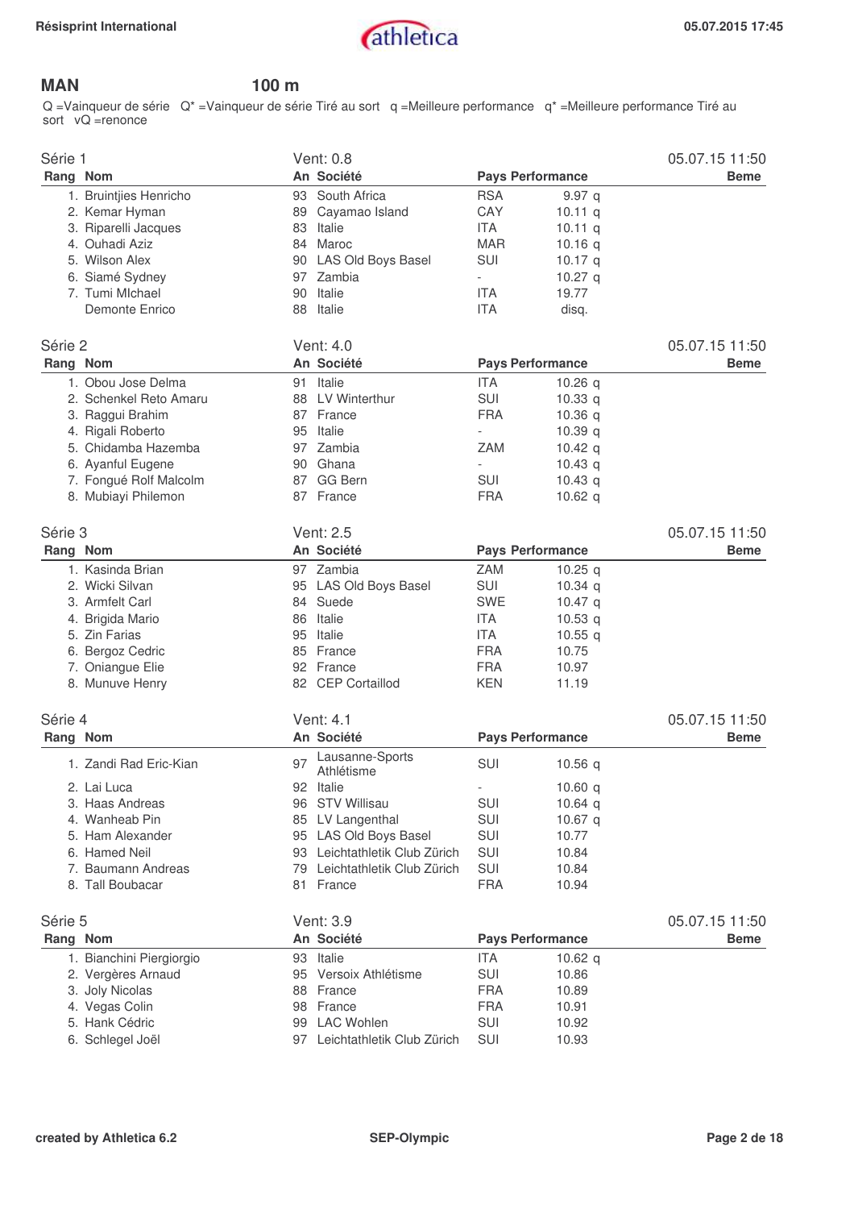## MAN 100 m

Q =Vainqueur de série Q* =Vainqueur de série Tiré au sort q =Meilleure performance q* =Meilleure performance Tiré au sort vQ =renonce

### Série 1 — Vent: 0.8 — 05.07.15 11:50

| Rang | Nom | An | Société | Pays | Performance | Beme |
|---|---|---|---|---|---|---|
| 1. | Bruintjies Henricho | 93 | South Africa | RSA | 9.97 q | |
| 2. | Kemar Hyman | 89 | Cayamao Island | CAY | 10.11 q | |
| 3. | Riparelli Jacques | 83 | Italie | ITA | 10.11 q | |
| 4. | Ouhadi Aziz | 84 | Maroc | MAR | 10.16 q | |
| 5. | Wilson Alex | 90 | LAS Old Boys Basel | SUI | 10.17 q | |
| 6. | Siamé Sydney | 97 | Zambia | - | 10.27 q | |
| 7. | Tumi MIchael | 90 | Italie | ITA | 19.77 | |
| | Demonte Enrico | 88 | Italie | ITA | disq. | |

### Série 2 — Vent: 4.0 — 05.07.15 11:50

| Rang | Nom | An | Société | Pays | Performance | Beme |
|---|---|---|---|---|---|---|
| 1. | Obou Jose Delma | 91 | Italie | ITA | 10.26 q | |
| 2. | Schenkel Reto Amaru | 88 | LV Winterthur | SUI | 10.33 q | |
| 3. | Raggui Brahim | 87 | France | FRA | 10.36 q | |
| 4. | Rigali Roberto | 95 | Italie | - | 10.39 q | |
| 5. | Chidamba Hazemba | 97 | Zambia | ZAM | 10.42 q | |
| 6. | Ayanful Eugene | 90 | Ghana | - | 10.43 q | |
| 7. | Fongué Rolf Malcolm | 87 | GG Bern | SUI | 10.43 q | |
| 8. | Mubiayi Philemon | 87 | France | FRA | 10.62 q | |

### Série 3 — Vent: 2.5 — 05.07.15 11:50

| Rang | Nom | An | Société | Pays | Performance | Beme |
|---|---|---|---|---|---|---|
| 1. | Kasinda Brian | 97 | Zambia | ZAM | 10.25 q | |
| 2. | Wicki Silvan | 95 | LAS Old Boys Basel | SUI | 10.34 q | |
| 3. | Armfelt Carl | 84 | Suede | SWE | 10.47 q | |
| 4. | Brigida Mario | 86 | Italie | ITA | 10.53 q | |
| 5. | Zin Farias | 95 | Italie | ITA | 10.55 q | |
| 6. | Bergoz Cedric | 85 | France | FRA | 10.75 | |
| 7. | Oniangue Elie | 92 | France | FRA | 10.97 | |
| 8. | Munuve Henry | 82 | CEP Cortaillod | KEN | 11.19 | |

### Série 4 — Vent: 4.1 — 05.07.15 11:50

| Rang | Nom | An | Société | Pays | Performance | Beme |
|---|---|---|---|---|---|---|
| 1. | Zandi Rad Eric-Kian | 97 | Lausanne-Sports Athlétisme | SUI | 10.56 q | |
| 2. | Lai Luca | 92 | Italie | - | 10.60 q | |
| 3. | Haas Andreas | 96 | STV Willisau | SUI | 10.64 q | |
| 4. | Wanheab Pin | 85 | LV Langenthal | SUI | 10.67 q | |
| 5. | Ham Alexander | 95 | LAS Old Boys Basel | SUI | 10.77 | |
| 6. | Hamed Neil | 93 | Leichtathletik Club Zürich | SUI | 10.84 | |
| 7. | Baumann Andreas | 79 | Leichtathletik Club Zürich | SUI | 10.84 | |
| 8. | Tall Boubacar | 81 | France | FRA | 10.94 | |

### Série 5 — Vent: 3.9 — 05.07.15 11:50

| Rang | Nom | An | Société | Pays | Performance | Beme |
|---|---|---|---|---|---|---|
| 1. | Bianchini Piergiorgio | 93 | Italie | ITA | 10.62 q | |
| 2. | Vergères Arnaud | 95 | Versoix Athlétisme | SUI | 10.86 | |
| 3. | Joly Nicolas | 88 | France | FRA | 10.89 | |
| 4. | Vegas Colin | 98 | France | FRA | 10.91 | |
| 5. | Hank Cédric | 99 | LAC Wohlen | SUI | 10.92 | |
| 6. | Schlegel Joël | 97 | Leichtathletik Club Zürich | SUI | 10.93 | |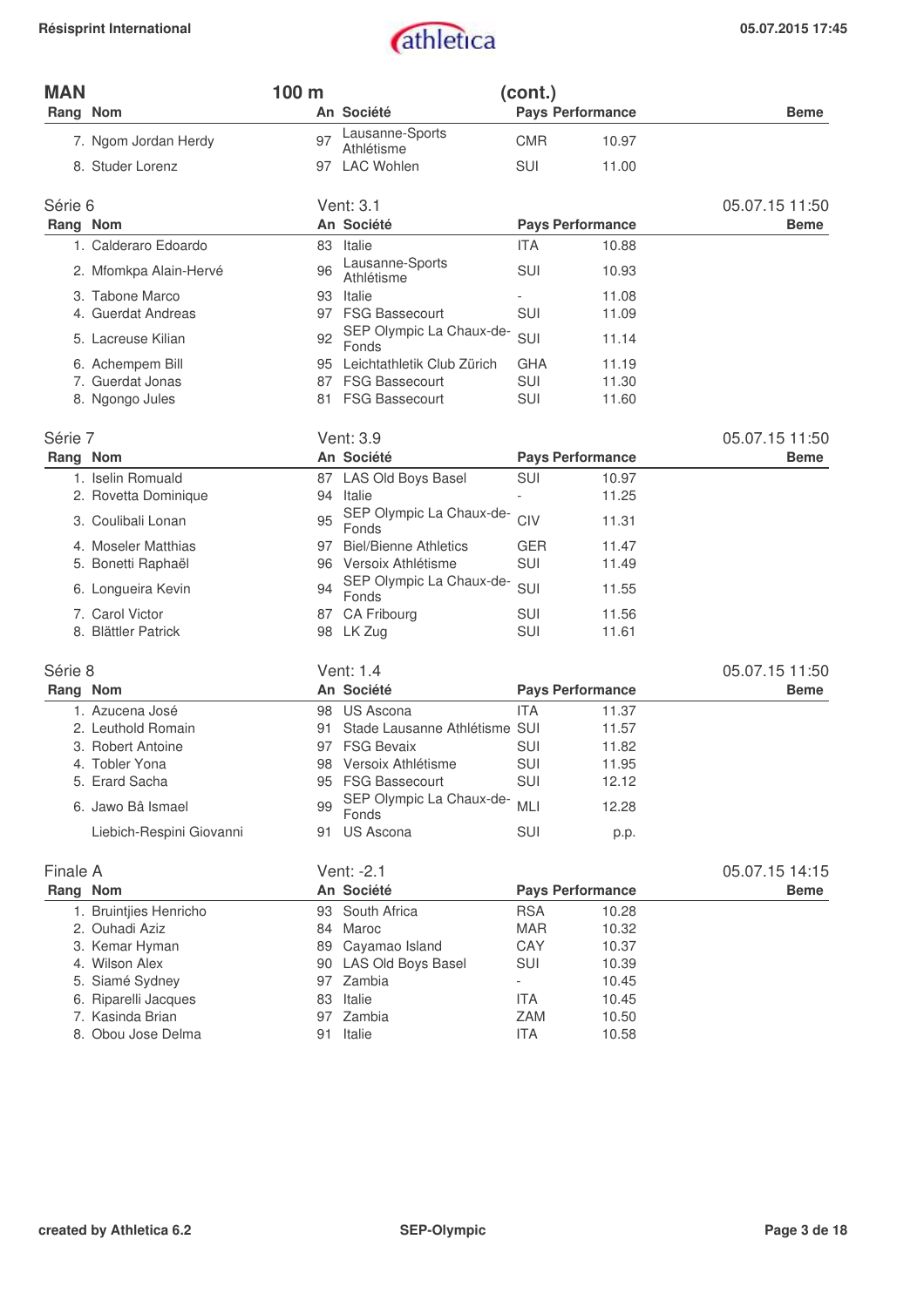## MAN — 100 m (cont.)

| Rang | Nom | An | Société | Pays | Performance | Beme |
|---|---|---|---|---|---|---|
| 7. | Ngom Jordan Herdy | 97 | Lausanne-Sports Athlétisme | CMR | 10.97 | |
| 8. | Studer Lorenz | 97 | LAC Wohlen | SUI | 11.00 | |

### Série 6 — Vent: 3.1 — 05.07.15 11:50

| Rang | Nom | An | Société | Pays | Performance | Beme |
|---|---|---|---|---|---|---|
| 1. | Calderaro Edoardo | 83 | Italie | ITA | 10.88 | |
| 2. | Mfomkpa Alain-Hervé | 96 | Lausanne-Sports Athlétisme | SUI | 10.93 | |
| 3. | Tabone Marco | 93 | Italie | - | 11.08 | |
| 4. | Guerdat Andreas | 97 | FSG Bassecourt | SUI | 11.09 | |
| 5. | Lacreuse Kilian | 92 | SEP Olympic La Chaux-de-Fonds | SUI | 11.14 | |
| 6. | Achempem Bill | 95 | Leichtathletik Club Zürich | GHA | 11.19 | |
| 7. | Guerdat Jonas | 87 | FSG Bassecourt | SUI | 11.30 | |
| 8. | Ngongo Jules | 81 | FSG Bassecourt | SUI | 11.60 | |

### Série 7 — Vent: 3.9 — 05.07.15 11:50

| Rang | Nom | An | Société | Pays | Performance | Beme |
|---|---|---|---|---|---|---|
| 1. | Iselin Romuald | 87 | LAS Old Boys Basel | SUI | 10.97 | |
| 2. | Rovetta Dominique | 94 | Italie | - | 11.25 | |
| 3. | Coulibali Lonan | 95 | SEP Olympic La Chaux-de-Fonds | CIV | 11.31 | |
| 4. | Moseler Matthias | 97 | Biel/Bienne Athletics | GER | 11.47 | |
| 5. | Bonetti Raphaël | 96 | Versoix Athlétisme | SUI | 11.49 | |
| 6. | Longueira Kevin | 94 | SEP Olympic La Chaux-de-Fonds | SUI | 11.55 | |
| 7. | Carol Victor | 87 | CA Fribourg | SUI | 11.56 | |
| 8. | Blättler Patrick | 98 | LK Zug | SUI | 11.61 | |

### Série 8 — Vent: 1.4 — 05.07.15 11:50

| Rang | Nom | An | Société | Pays | Performance | Beme |
|---|---|---|---|---|---|---|
| 1. | Azucena José | 98 | US Ascona | ITA | 11.37 | |
| 2. | Leuthold Romain | 91 | Stade Lausanne Athlétisme | SUI | 11.57 | |
| 3. | Robert Antoine | 97 | FSG Bevaix | SUI | 11.82 | |
| 4. | Tobler Yona | 98 | Versoix Athlétisme | SUI | 11.95 | |
| 5. | Erard Sacha | 95 | FSG Bassecourt | SUI | 12.12 | |
| 6. | Jawo Bâ Ismael | 99 | SEP Olympic La Chaux-de-Fonds | MLI | 12.28 | |
| | Liebich-Respini Giovanni | 91 | US Ascona | SUI | p.p. | |

### Finale A — Vent: -2.1 — 05.07.15 14:15

| Rang | Nom | An | Société | Pays | Performance | Beme |
|---|---|---|---|---|---|---|
| 1. | Bruintjies Henricho | 93 | South Africa | RSA | 10.28 | |
| 2. | Ouhadi Aziz | 84 | Maroc | MAR | 10.32 | |
| 3. | Kemar Hyman | 89 | Cayamao Island | CAY | 10.37 | |
| 4. | Wilson Alex | 90 | LAS Old Boys Basel | SUI | 10.39 | |
| 5. | Siamé Sydney | 97 | Zambia | - | 10.45 | |
| 6. | Riparelli Jacques | 83 | Italie | ITA | 10.45 | |
| 7. | Kasinda Brian | 97 | Zambia | ZAM | 10.50 | |
| 8. | Obou Jose Delma | 91 | Italie | ITA | 10.58 | |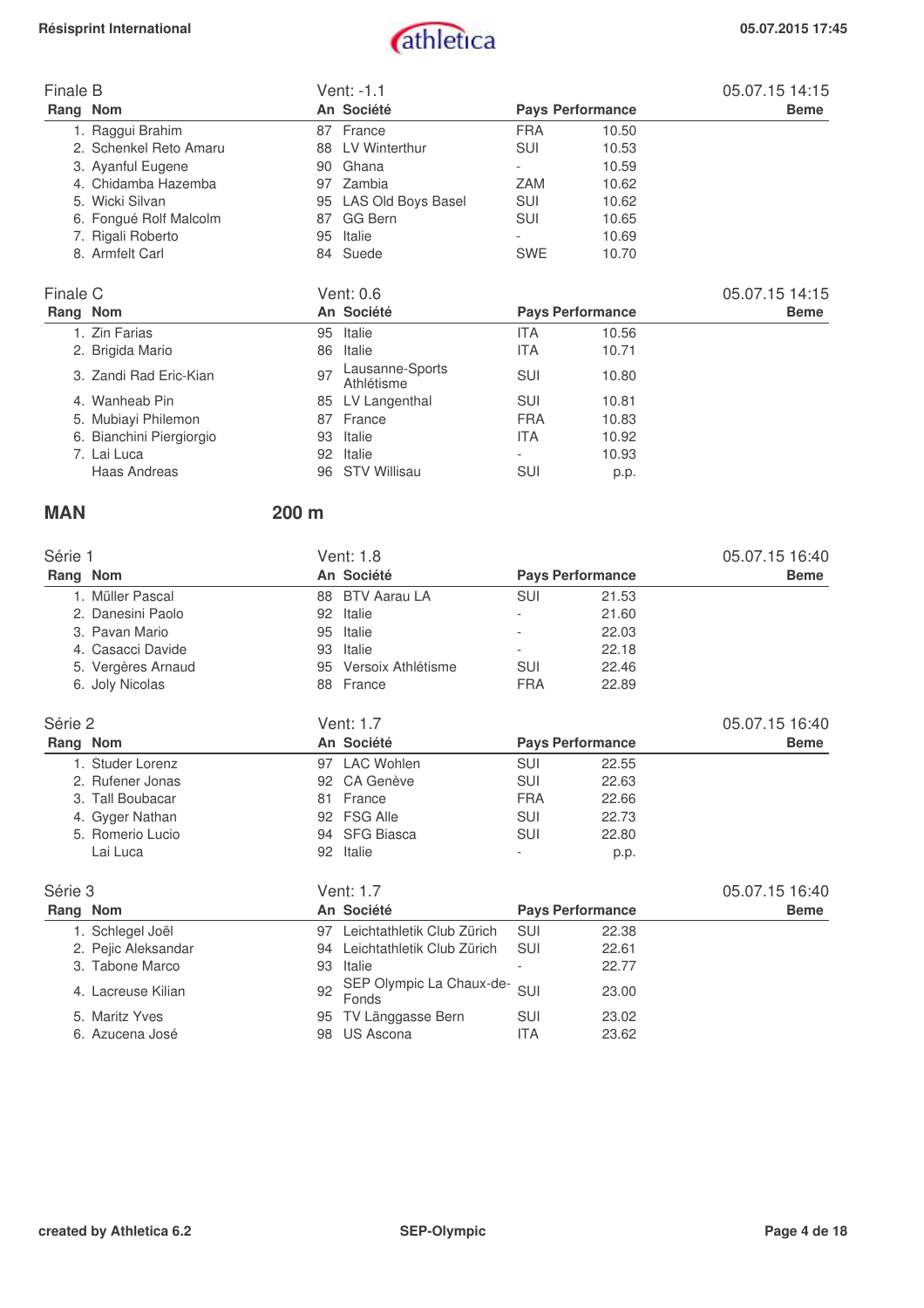## Finale B

Vent: -1.1 — 05.07.15 14:15

| Rang | Nom | An | Société | Pays | Performance | Beme |
|---|---|---|---|---|---|---|
| 1. | Raggui Brahim | 87 | France | FRA | 10.50 | |
| 2. | Schenkel Reto Amaru | 88 | LV Winterthur | SUI | 10.53 | |
| 3. | Ayanful Eugene | 90 | Ghana | - | 10.59 | |
| 4. | Chidamba Hazemba | 97 | Zambia | ZAM | 10.62 | |
| 5. | Wicki Silvan | 95 | LAS Old Boys Basel | SUI | 10.62 | |
| 6. | Fongué Rolf Malcolm | 87 | GG Bern | SUI | 10.65 | |
| 7. | Rigali Roberto | 95 | Italie | - | 10.69 | |
| 8. | Armfelt Carl | 84 | Suede | SWE | 10.70 | |

## Finale C

Vent: 0.6 — 05.07.15 14:15

| Rang | Nom | An | Société | Pays | Performance | Beme |
|---|---|---|---|---|---|---|
| 1. | Zin Farias | 95 | Italie | ITA | 10.56 | |
| 2. | Brigida Mario | 86 | Italie | ITA | 10.71 | |
| 3. | Zandi Rad Eric-Kian | 97 | Lausanne-Sports Athlétisme | SUI | 10.80 | |
| 4. | Wanheab Pin | 85 | LV Langenthal | SUI | 10.81 | |
| 5. | Mubiayi Philemon | 87 | France | FRA | 10.83 | |
| 6. | Bianchini Piergiorgio | 93 | Italie | ITA | 10.92 | |
| 7. | Lai Luca | 92 | Italie | - | 10.93 | |
| | Haas Andreas | 96 | STV Willisau | SUI | p.p. | |

# MAN 200 m

## Série 1

Vent: 1.8 — 05.07.15 16:40

| Rang | Nom | An | Société | Pays | Performance | Beme |
|---|---|---|---|---|---|---|
| 1. | Müller Pascal | 88 | BTV Aarau LA | SUI | 21.53 | |
| 2. | Danesini Paolo | 92 | Italie | - | 21.60 | |
| 3. | Pavan Mario | 95 | Italie | - | 22.03 | |
| 4. | Casacci Davide | 93 | Italie | - | 22.18 | |
| 5. | Vergères Arnaud | 95 | Versoix Athlétisme | SUI | 22.46 | |
| 6. | Joly Nicolas | 88 | France | FRA | 22.89 | |

## Série 2

Vent: 1.7 — 05.07.15 16:40

| Rang | Nom | An | Société | Pays | Performance | Beme |
|---|---|---|---|---|---|---|
| 1. | Studer Lorenz | 97 | LAC Wohlen | SUI | 22.55 | |
| 2. | Rufener Jonas | 92 | CA Genève | SUI | 22.63 | |
| 3. | Tall Boubacar | 81 | France | FRA | 22.66 | |
| 4. | Gyger Nathan | 92 | FSG Alle | SUI | 22.73 | |
| 5. | Romerio Lucio | 94 | SFG Biasca | SUI | 22.80 | |
| | Lai Luca | 92 | Italie | - | p.p. | |

## Série 3

Vent: 1.7 — 05.07.15 16:40

| Rang | Nom | An | Société | Pays | Performance | Beme |
|---|---|---|---|---|---|---|
| 1. | Schlegel Joël | 97 | Leichtathletik Club Zürich | SUI | 22.38 | |
| 2. | Pejic Aleksandar | 94 | Leichtathletik Club Zürich | SUI | 22.61 | |
| 3. | Tabone Marco | 93 | Italie | - | 22.77 | |
| 4. | Lacreuse Kilian | 92 | SEP Olympic La Chaux-de-Fonds | SUI | 23.00 | |
| 5. | Maritz Yves | 95 | TV Länggasse Bern | SUI | 23.02 | |
| 6. | Azucena José | 98 | US Ascona | ITA | 23.62 | |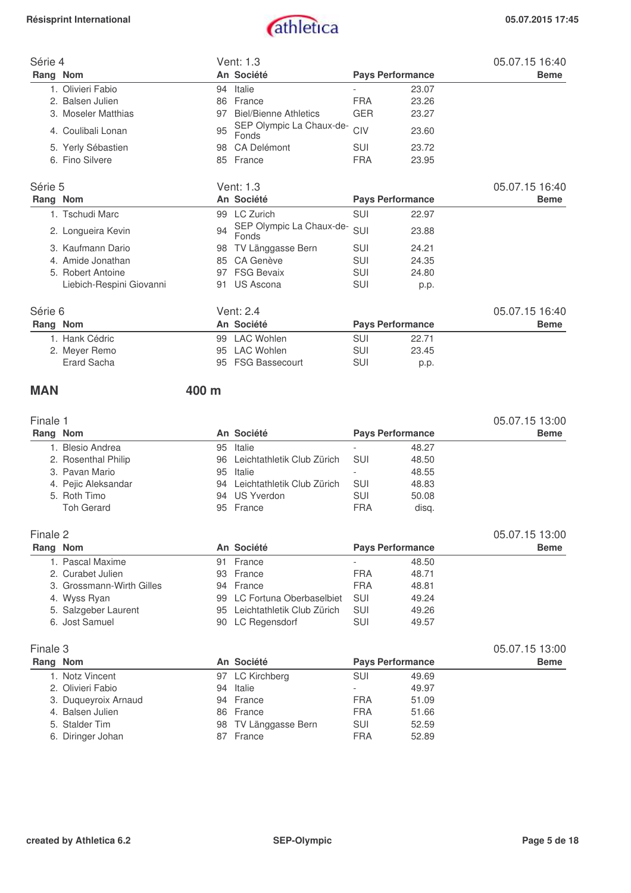## Série 4

Vent: 1.3 — 05.07.15 16:40

| Rang | Nom | An | Société | Pays | Performance | Beme |
|---|---|---|---|---|---|---|
| 1. | Olivieri Fabio | 94 | Italie | - | 23.07 | |
| 2. | Balsen Julien | 86 | France | FRA | 23.26 | |
| 3. | Moseler Matthias | 97 | Biel/Bienne Athletics | GER | 23.27 | |
| 4. | Coulibali Lonan | 95 | SEP Olympic La Chaux-de-Fonds | CIV | 23.60 | |
| 5. | Yerly Sébastien | 98 | CA Delémont | SUI | 23.72 | |
| 6. | Fino Silvere | 85 | France | FRA | 23.95 | |

## Série 5

Vent: 1.3 — 05.07.15 16:40

| Rang | Nom | An | Société | Pays | Performance | Beme |
|---|---|---|---|---|---|---|
| 1. | Tschudi Marc | 99 | LC Zurich | SUI | 22.97 | |
| 2. | Longueira Kevin | 94 | SEP Olympic La Chaux-de-Fonds | SUI | 23.88 | |
| 3. | Kaufmann Dario | 98 | TV Länggasse Bern | SUI | 24.21 | |
| 4. | Amide Jonathan | 85 | CA Genève | SUI | 24.35 | |
| 5. | Robert Antoine | 97 | FSG Bevaix | SUI | 24.80 | |
| | Liebich-Respini Giovanni | 91 | US Ascona | SUI | p.p. | |

## Série 6

Vent: 2.4 — 05.07.15 16:40

| Rang | Nom | An | Société | Pays | Performance | Beme |
|---|---|---|---|---|---|---|
| 1. | Hank Cédric | 99 | LAC Wohlen | SUI | 22.71 | |
| 2. | Meyer Remo | 95 | LAC Wohlen | SUI | 23.45 | |
| | Erard Sacha | 95 | FSG Bassecourt | SUI | p.p. | |

# MAN 400 m

## Finale 1

05.07.15 13:00

| Rang | Nom | An | Société | Pays | Performance | Beme |
|---|---|---|---|---|---|---|
| 1. | Blesio Andrea | 95 | Italie | - | 48.27 | |
| 2. | Rosenthal Philip | 96 | Leichtathletik Club Zürich | SUI | 48.50 | |
| 3. | Pavan Mario | 95 | Italie | - | 48.55 | |
| 4. | Pejic Aleksandar | 94 | Leichtathletik Club Zürich | SUI | 48.83 | |
| 5. | Roth Timo | 94 | US Yverdon | SUI | 50.08 | |
| | Toh Gerard | 95 | France | FRA | disq. | |

## Finale 2

05.07.15 13:00

| Rang | Nom | An | Société | Pays | Performance | Beme |
|---|---|---|---|---|---|---|
| 1. | Pascal Maxime | 91 | France | - | 48.50 | |
| 2. | Curabet Julien | 93 | France | FRA | 48.71 | |
| 3. | Grossmann-Wirth Gilles | 94 | France | FRA | 48.81 | |
| 4. | Wyss Ryan | 99 | LC Fortuna Oberbaselbiet | SUI | 49.24 | |
| 5. | Salzgeber Laurent | 95 | Leichtathletik Club Zürich | SUI | 49.26 | |
| 6. | Jost Samuel | 90 | LC Regensdorf | SUI | 49.57 | |

## Finale 3

05.07.15 13:00

| Rang | Nom | An | Société | Pays | Performance | Beme |
|---|---|---|---|---|---|---|
| 1. | Notz Vincent | 97 | LC Kirchberg | SUI | 49.69 | |
| 2. | Olivieri Fabio | 94 | Italie | - | 49.97 | |
| 3. | Duqueyroix Arnaud | 94 | France | FRA | 51.09 | |
| 4. | Balsen Julien | 86 | France | FRA | 51.66 | |
| 5. | Stalder Tim | 98 | TV Länggasse Bern | SUI | 52.59 | |
| 6. | Diringer Johan | 87 | France | FRA | 52.89 | |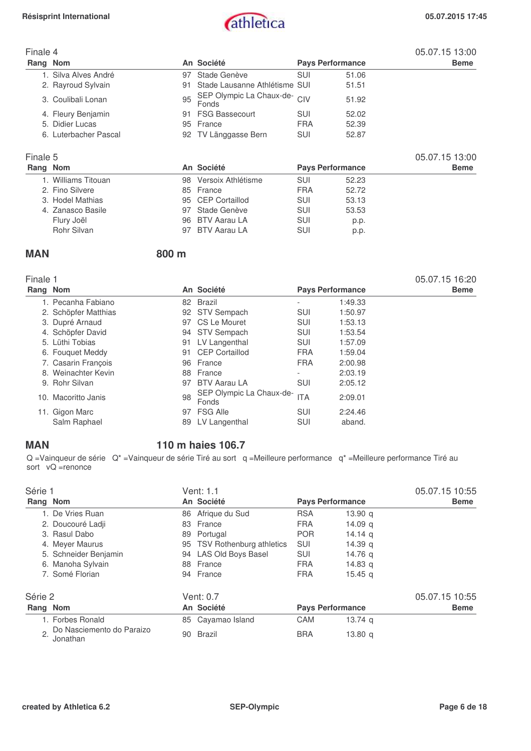## Finale 4

05.07.15 13:00

| Rang | Nom | An | Société | Pays | Performance | Beme |
|---|---|---|---|---|---|---|
| 1. | Silva Alves André | 97 | Stade Genève | SUI | 51.06 | |
| 2. | Rayroud Sylvain | 91 | Stade Lausanne Athlétisme | SUI | 51.51 | |
| 3. | Coulibali Lonan | 95 | SEP Olympic La Chaux-de-Fonds | CIV | 51.92 | |
| 4. | Fleury Benjamin | 91 | FSG Bassecourt | SUI | 52.02 | |
| 5. | Didier Lucas | 95 | France | FRA | 52.39 | |
| 6. | Luterbacher Pascal | 92 | TV Länggasse Bern | SUI | 52.87 | |

## Finale 5

05.07.15 13:00

| Rang | Nom | An | Société | Pays | Performance | Beme |
|---|---|---|---|---|---|---|
| 1. | Williams Titouan | 98 | Versoix Athlétisme | SUI | 52.23 | |
| 2. | Fino Silvere | 85 | France | FRA | 52.72 | |
| 3. | Hodel Mathias | 95 | CEP Cortaillod | SUI | 53.13 | |
| 4. | Zanasco Basile | 97 | Stade Genève | SUI | 53.53 | |
| | Flury Joël | 96 | BTV Aarau LA | SUI | p.p. | |
| | Rohr Silvan | 97 | BTV Aarau LA | SUI | p.p. | |

# MAN 800 m

## Finale 1

05.07.15 16:20

| Rang | Nom | An | Société | Pays | Performance | Beme |
|---|---|---|---|---|---|---|
| 1. | Pecanha Fabiano | 82 | Brazil | - | 1:49.33 | |
| 2. | Schöpfer Matthias | 92 | STV Sempach | SUI | 1:50.97 | |
| 3. | Dupré Arnaud | 97 | CS Le Mouret | SUI | 1:53.13 | |
| 4. | Schöpfer David | 94 | STV Sempach | SUI | 1:53.54 | |
| 5. | Lüthi Tobias | 91 | LV Langenthal | SUI | 1:57.09 | |
| 6. | Fouquet Meddy | 91 | CEP Cortaillod | FRA | 1:59.04 | |
| 7. | Casarin François | 96 | France | FRA | 2:00.98 | |
| 8. | Weinachter Kevin | 88 | France | - | 2:03.19 | |
| 9. | Rohr Silvan | 97 | BTV Aarau LA | SUI | 2:05.12 | |
| 10. | Macoritto Janis | 98 | SEP Olympic La Chaux-de-Fonds | ITA | 2:09.01 | |
| 11. | Gigon Marc | 97 | FSG Alle | SUI | 2:24.46 | |
| | Salm Raphael | 89 | LV Langenthal | SUI | aband. | |

# MAN 110 m haies 106.7

Q =Vainqueur de série Q* =Vainqueur de série Tiré au sort q =Meilleure performance q* =Meilleure performance Tiré au sort vQ =renonce

## Série 1

Vent: 1.1

05.07.15 10:55

| Rang | Nom | An | Société | Pays | Performance | Beme |
|---|---|---|---|---|---|---|
| 1. | De Vries Ruan | 86 | Afrique du Sud | RSA | 13.90 q | |
| 2. | Doucouré Ladji | 83 | France | FRA | 14.09 q | |
| 3. | Rasul Dabo | 89 | Portugal | POR | 14.14 q | |
| 4. | Meyer Maurus | 95 | TSV Rothenburg athletics | SUI | 14.39 q | |
| 5. | Schneider Benjamin | 94 | LAS Old Boys Basel | SUI | 14.76 q | |
| 6. | Manoha Sylvain | 88 | France | FRA | 14.83 q | |
| 7. | Somé Florian | 94 | France | FRA | 15.45 q | |

## Série 2

Vent: 0.7

05.07.15 10:55

| Rang | Nom | An | Société | Pays | Performance | Beme |
|---|---|---|---|---|---|---|
| 1. | Forbes Ronald | 85 | Cayamao Island | CAM | 13.74 q | |
| 2. | Do Nasciemento do Paraizo Jonathan | 90 | Brazil | BRA | 13.80 q | |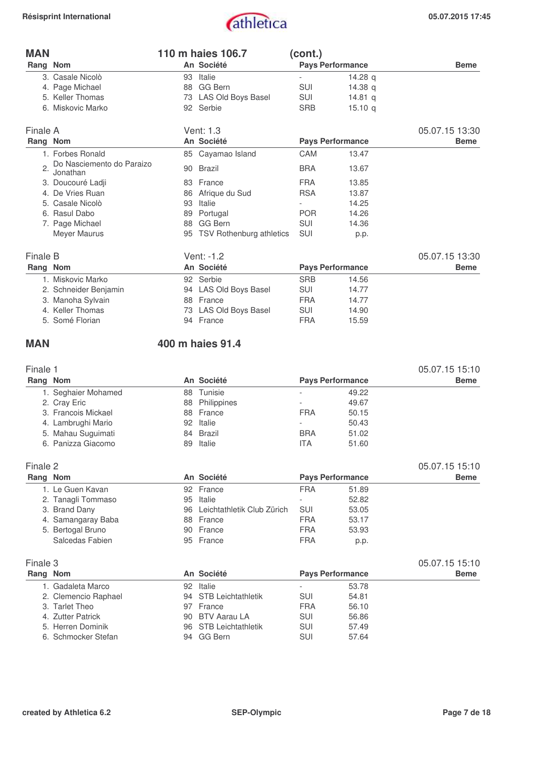## MAN — 110 m haies 106.7 (cont.)

| Rang | Nom | An | Société | Pays | Performance | | Beme |
|---|---|---|---|---|---|---|---|
| 3. | Casale Nicolò | 93 | Italie | - | 14.28 | q | |
| 4. | Page Michael | 88 | GG Bern | SUI | 14.38 | q | |
| 5. | Keller Thomas | 73 | LAS Old Boys Basel | SUI | 14.81 | q | |
| 6. | Miskovic Marko | 92 | Serbie | SRB | 15.10 | q | |

### Finale A — Vent: 1.3 — 05.07.15 13:30

| Rang | Nom | An | Société | Pays | Performance | Beme |
|---|---|---|---|---|---|---|
| 1. | Forbes Ronald | 85 | Cayamao Island | CAM | 13.47 | |
| 2. | Do Nasciemento do Paraizo Jonathan | 90 | Brazil | BRA | 13.67 | |
| 3. | Doucouré Ladji | 83 | France | FRA | 13.85 | |
| 4. | De Vries Ruan | 86 | Afrique du Sud | RSA | 13.87 | |
| 5. | Casale Nicolò | 93 | Italie | - | 14.25 | |
| 6. | Rasul Dabo | 89 | Portugal | POR | 14.26 | |
| 7. | Page Michael | 88 | GG Bern | SUI | 14.36 | |
| | Meyer Maurus | 95 | TSV Rothenburg athletics | SUI | p.p. | |

### Finale B — Vent: -1.2 — 05.07.15 13:30

| Rang | Nom | An | Société | Pays | Performance | Beme |
|---|---|---|---|---|---|---|
| 1. | Miskovic Marko | 92 | Serbie | SRB | 14.56 | |
| 2. | Schneider Benjamin | 94 | LAS Old Boys Basel | SUI | 14.77 | |
| 3. | Manoha Sylvain | 88 | France | FRA | 14.77 | |
| 4. | Keller Thomas | 73 | LAS Old Boys Basel | SUI | 14.90 | |
| 5. | Somé Florian | 94 | France | FRA | 15.59 | |

## MAN — 400 m haies 91.4

### Finale 1 — 05.07.15 15:10

| Rang | Nom | An | Société | Pays | Performance | Beme |
|---|---|---|---|---|---|---|
| 1. | Seghaier Mohamed | 88 | Tunisie | - | 49.22 | |
| 2. | Cray Eric | 88 | Philippines | - | 49.67 | |
| 3. | Francois Mickael | 88 | France | FRA | 50.15 | |
| 4. | Lambrughi Mario | 92 | Italie | - | 50.43 | |
| 5. | Mahau Suguimati | 84 | Brazil | BRA | 51.02 | |
| 6. | Panizza Giacomo | 89 | Italie | ITA | 51.60 | |

### Finale 2 — 05.07.15 15:10

| Rang | Nom | An | Société | Pays | Performance | Beme |
|---|---|---|---|---|---|---|
| 1. | Le Guen Kavan | 92 | France | FRA | 51.89 | |
| 2. | Tanagli Tommaso | 95 | Italie | - | 52.82 | |
| 3. | Brand Dany | 96 | Leichtathletik Club Zürich | SUI | 53.05 | |
| 4. | Samangaray Baba | 88 | France | FRA | 53.17 | |
| 5. | Bertogal Bruno | 90 | France | FRA | 53.93 | |
| | Salcedas Fabien | 95 | France | FRA | p.p. | |

### Finale 3 — 05.07.15 15:10

| Rang | Nom | An | Société | Pays | Performance | Beme |
|---|---|---|---|---|---|---|
| 1. | Gadaleta Marco | 92 | Italie | - | 53.78 | |
| 2. | Clemencio Raphael | 94 | STB Leichtathletik | SUI | 54.81 | |
| 3. | Tarlet Theo | 97 | France | FRA | 56.10 | |
| 4. | Zutter Patrick | 90 | BTV Aarau LA | SUI | 56.86 | |
| 5. | Herren Dominik | 96 | STB Leichtathletik | SUI | 57.49 | |
| 6. | Schmocker Stefan | 94 | GG Bern | SUI | 57.64 | |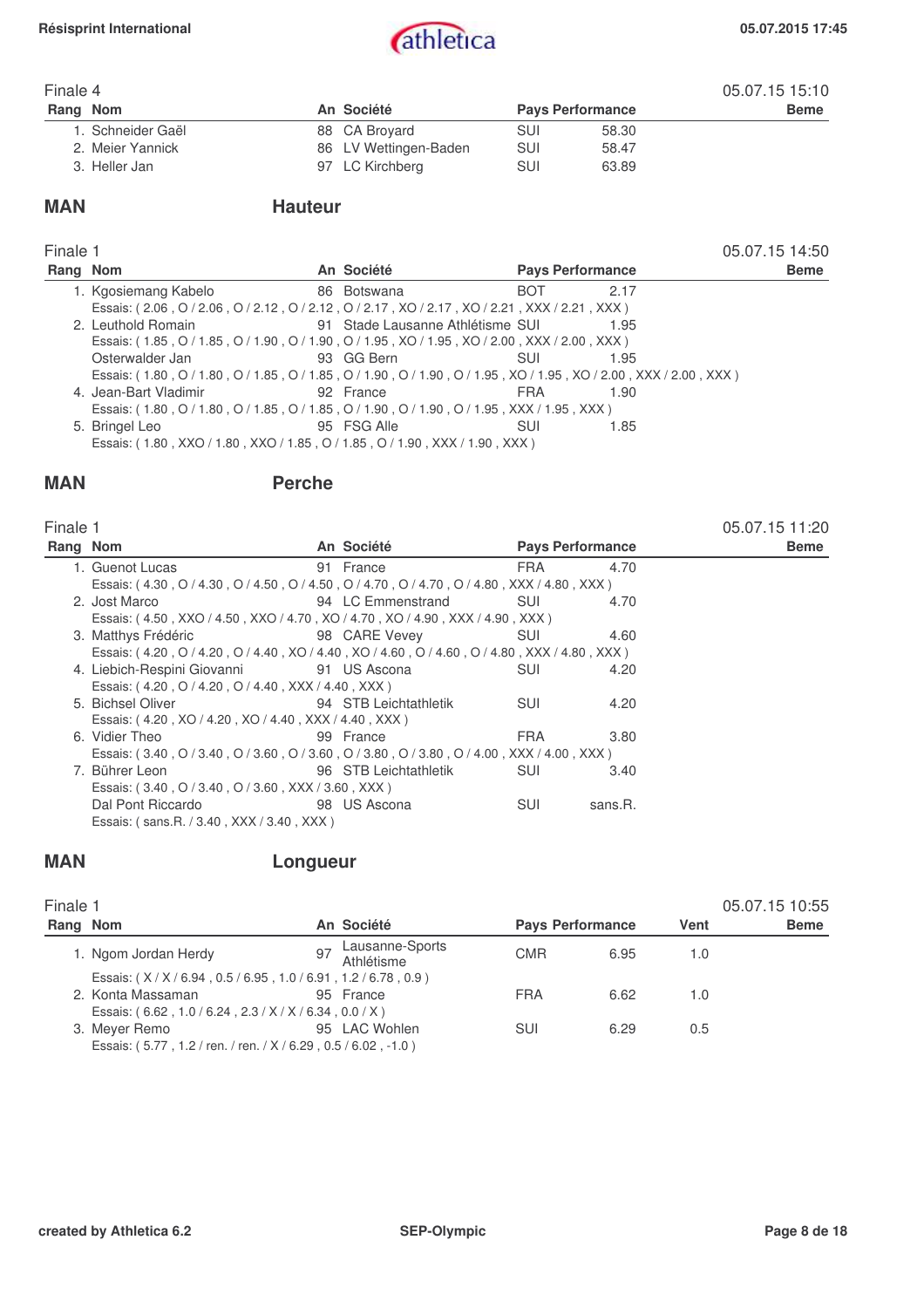Finale 4 — 05.07.15 15:10

| Rang | Nom | An | Société | Pays | Performance | Beme |
|---|---|---|---|---|---|---|
| 1. | Schneider Gaël | 88 | CA Broyard | SUI | 58.30 | |
| 2. | Meier Yannick | 86 | LV Wettingen-Baden | SUI | 58.47 | |
| 3. | Heller Jan | 97 | LC Kirchberg | SUI | 63.89 | |

## MAN Hauteur

Finale 1 — 05.07.15 14:50

| Rang | Nom | An | Société | Pays | Performance | Beme |
|---|---|---|---|---|---|---|
| 1. | Kgosiemang Kabelo | 86 | Botswana | BOT | 2.17 | |
| | Essais: ( 2.06 , O / 2.06 , O / 2.12 , O / 2.12 , O / 2.17 , XO / 2.17 , XO / 2.21 , XXX / 2.21 , XXX ) | | | | | |
| 2. | Leuthold Romain | 91 | Stade Lausanne Athlétisme | SUI | 1.95 | |
| | Essais: ( 1.85 , O / 1.85 , O / 1.90 , O / 1.90 , O / 1.95 , XO / 1.95 , XO / 2.00 , XXX / 2.00 , XXX ) | | | | | |
| | Osterwalder Jan | 93 | GG Bern | SUI | 1.95 | |
| | Essais: ( 1.80 , O / 1.80 , O / 1.85 , O / 1.85 , O / 1.90 , O / 1.90 , O / 1.95 , O / 1.95 , XO / 2.00 , XXX / 2.00 , XXX ) | | | | | |
| 4. | Jean-Bart Vladimir | 92 | France | FRA | 1.90 | |
| | Essais: ( 1.80 , O / 1.80 , O / 1.85 , O / 1.85 , O / 1.90 , O / 1.90 , O / 1.95 , XXX / 1.95 , XXX ) | | | | | |
| 5. | Bringel Leo | 95 | FSG Alle | SUI | 1.85 | |
| | Essais: ( 1.80 , XXO / 1.80 , XXO / 1.85 , O / 1.85 , O / 1.90 , XXX / 1.90 , XXX ) | | | | | |

## MAN Perche

Finale 1 — 05.07.15 11:20

| Rang | Nom | An | Société | Pays | Performance | Beme |
|---|---|---|---|---|---|---|
| 1. | Guenot Lucas | 91 | France | FRA | 4.70 | |
| | Essais: ( 4.30 , O / 4.30 , O / 4.50 , O / 4.50 , O / 4.70 , O / 4.70 , O / 4.80 , XXX / 4.80 , XXX ) | | | | | |
| 2. | Jost Marco | 94 | LC Emmenstrand | SUI | 4.70 | |
| | Essais: ( 4.50 , XXO / 4.50 , XXO / 4.70 , XO / 4.70 , XO / 4.90 , XXX / 4.90 , XXX ) | | | | | |
| 3. | Matthys Frédéric | 98 | CARE Vevey | SUI | 4.60 | |
| | Essais: ( 4.20 , O / 4.20 , O / 4.40 , XO / 4.40 , XO / 4.60 , O / 4.60 , O / 4.80 , XXX / 4.80 , XXX ) | | | | | |
| 4. | Liebich-Respini Giovanni | 91 | US Ascona | SUI | 4.20 | |
| | Essais: ( 4.20 , O / 4.20 , O / 4.40 , XXX / 4.40 , XXX ) | | | | | |
| 5. | Bichsel Oliver | 94 | STB Leichtathletik | SUI | 4.20 | |
| | Essais: ( 4.20 , XO / 4.20 , XO / 4.40 , XXX / 4.40 , XXX ) | | | | | |
| 6. | Vidier Theo | 99 | France | FRA | 3.80 | |
| | Essais: ( 3.40 , O / 3.40 , O / 3.60 , O / 3.60 , O / 3.80 , O / 3.80 , O / 4.00 , XXX / 4.00 , XXX ) | | | | | |
| 7. | Bührer Leon | 96 | STB Leichtathletik | SUI | 3.40 | |
| | Essais: ( 3.40 , O / 3.40 , O / 3.60 , XXX / 3.60 , XXX ) | | | | | |
| | Dal Pont Riccardo | 98 | US Ascona | SUI | sans.R. | |
| | Essais: ( sans.R. / 3.40 , XXX / 3.40 , XXX ) | | | | | |

## MAN Longueur

Finale 1 — 05.07.15 10:55

| Rang | Nom | An | Société | Pays | Performance | Vent | Beme |
|---|---|---|---|---|---|---|---|
| 1. | Ngom Jordan Herdy | 97 | Lausanne-Sports Athlétisme | CMR | 6.95 | 1.0 | |
| | Essais: ( X / X / 6.94 , 0.5 / 6.95 , 1.0 / 6.91 , 1.2 / 6.78 , 0.9 ) | | | | | | |
| 2. | Konta Massaman | 95 | France | FRA | 6.62 | 1.0 | |
| | Essais: ( 6.62 , 1.0 / 6.24 , 2.3 / X / X / 6.34 , 0.0 / X ) | | | | | | |
| 3. | Meyer Remo | 95 | LAC Wohlen | SUI | 6.29 | 0.5 | |
| | Essais: ( 5.77 , 1.2 / ren. / ren. / X / 6.29 , 0.5 / 6.02 , -1.0 ) | | | | | | |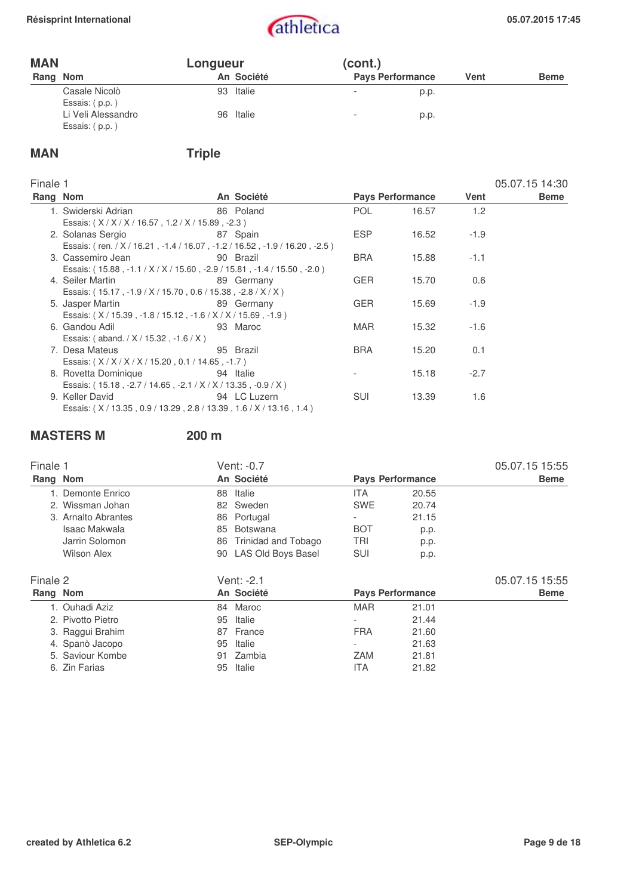## MAN Longueur (cont.)

| Rang | Nom | An | Société | Pays | Performance | Vent | Beme |
|---|---|---|---|---|---|---|---|
| | Casale Nicolò<br>Essais: ( p.p. ) | 93 | Italie | - | p.p. | | |
| | Li Veli Alessandro<br>Essais: ( p.p. ) | 96 | Italie | - | p.p. | | |

## MAN Triple

**Finale 1** — 05.07.15 14:30

| Rang | Nom | An | Société | Pays | Performance | Vent | Beme |
|---|---|---|---|---|---|---|---|
| 1. | Swiderski Adrian<br>Essais: ( X / X / X / 16.57 , 1.2 / X / 15.89 , -2.3 ) | 86 | Poland | POL | 16.57 | 1.2 | |
| 2. | Solanas Sergio<br>Essais: ( ren. / X / 16.21 , -1.4 / 16.07 , -1.2 / 16.52 , -1.9 / 16.20 , -2.5 ) | 87 | Spain | ESP | 16.52 | -1.9 | |
| 3. | Cassemiro Jean<br>Essais: ( 15.88 , -1.1 / X / X / 15.60 , -2.9 / 15.81 , -1.4 / 15.50 , -2.0 ) | 90 | Brazil | BRA | 15.88 | -1.1 | |
| 4. | Seiler Martin<br>Essais: ( 15.17 , -1.9 / X / 15.70 , 0.6 / 15.38 , -2.8 / X / X ) | 89 | Germany | GER | 15.70 | 0.6 | |
| 5. | Jasper Martin<br>Essais: ( X / 15.39 , -1.8 / 15.12 , -1.6 / X / X / 15.69 , -1.9 ) | 89 | Germany | GER | 15.69 | -1.9 | |
| 6. | Gandou Adil<br>Essais: ( aband. / X / 15.32 , -1.6 / X ) | 93 | Maroc | MAR | 15.32 | -1.6 | |
| 7. | Desa Mateus<br>Essais: ( X / X / X / X / 15.20 , 0.1 / 14.65 , -1.7 ) | 95 | Brazil | BRA | 15.20 | 0.1 | |
| 8. | Rovetta Dominique<br>Essais: ( 15.18 , -2.7 / 14.65 , -2.1 / X / X / 13.35 , -0.9 / X ) | 94 | Italie | - | 15.18 | -2.7 | |
| 9. | Keller David<br>Essais: ( X / 13.35 , 0.9 / 13.29 , 2.8 / 13.39 , 1.6 / X / 13.16 , 1.4 ) | 94 | LC Luzern | SUI | 13.39 | 1.6 | |

## MASTERS M 200 m

**Finale 1** — Vent: -0.7 — 05.07.15 15:55

| Rang | Nom | An | Société | Pays | Performance | Beme |
|---|---|---|---|---|---|---|
| 1. | Demonte Enrico | 88 | Italie | ITA | 20.55 | |
| 2. | Wissman Johan | 82 | Sweden | SWE | 20.74 | |
| 3. | Arnalto Abrantes | 86 | Portugal | - | 21.15 | |
| | Isaac Makwala | 85 | Botswana | BOT | p.p. | |
| | Jarrin Solomon | 86 | Trinidad and Tobago | TRI | p.p. | |
| | Wilson Alex | 90 | LAS Old Boys Basel | SUI | p.p. | |

**Finale 2** — Vent: -2.1 — 05.07.15 15:55

| Rang | Nom | An | Société | Pays | Performance | Beme |
|---|---|---|---|---|---|---|
| 1. | Ouhadi Aziz | 84 | Maroc | MAR | 21.01 | |
| 2. | Pivotto Pietro | 95 | Italie | - | 21.44 | |
| 3. | Raggui Brahim | 87 | France | FRA | 21.60 | |
| 4. | Spanò Jacopo | 95 | Italie | - | 21.63 | |
| 5. | Saviour Kombe | 91 | Zambia | ZAM | 21.81 | |
| 6. | Zin Farias | 95 | Italie | ITA | 21.82 | |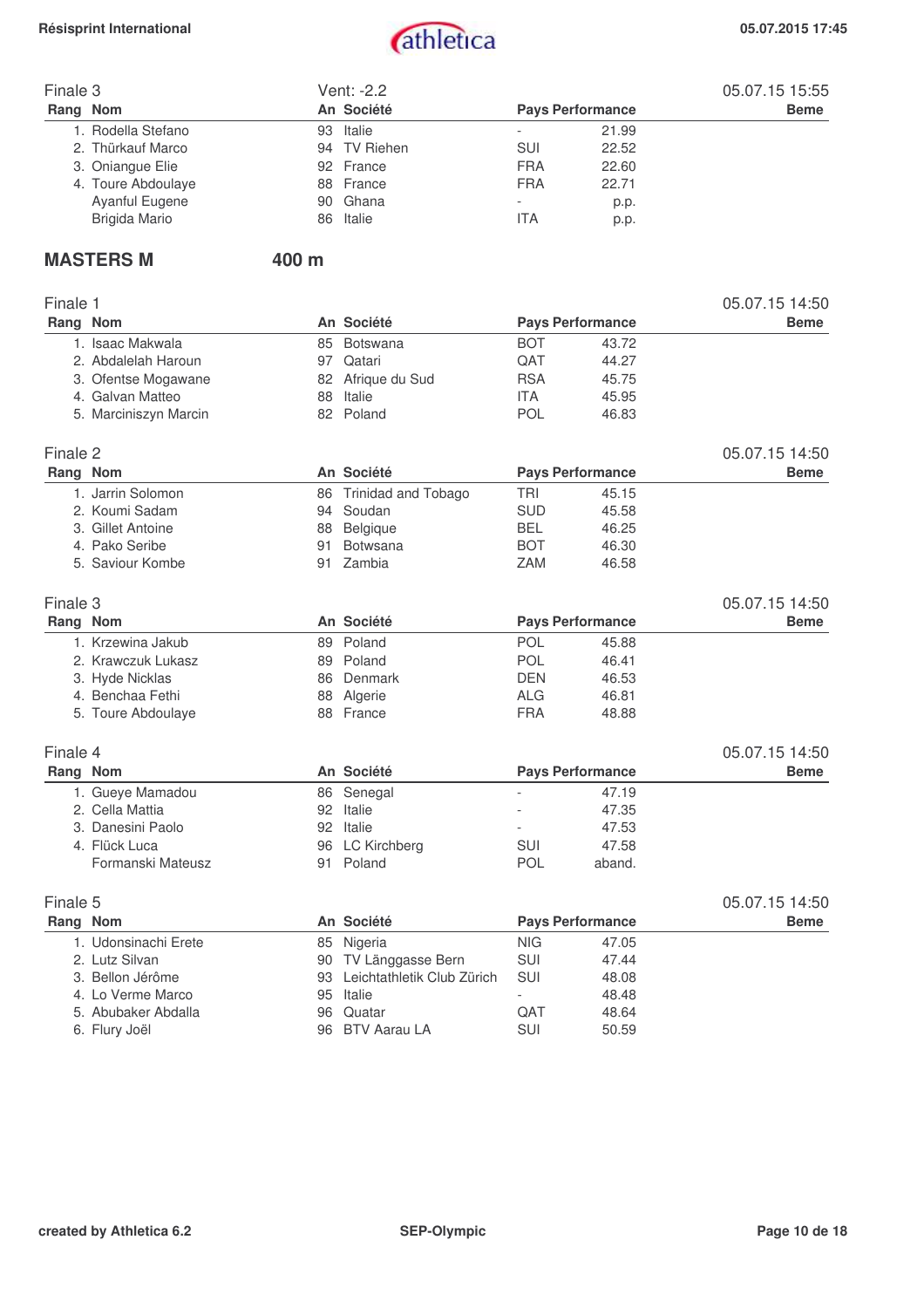### Finale 3

Vent: -2.2 — 05.07.15 15:55

| Rang | Nom | An | Société | Pays | Performance | Beme |
|---|---|---|---|---|---|---|
| 1. | Rodella Stefano | 93 | Italie | - | 21.99 | |
| 2. | Thürkauf Marco | 94 | TV Riehen | SUI | 22.52 | |
| 3. | Oniangue Elie | 92 | France | FRA | 22.60 | |
| 4. | Toure Abdoulaye | 88 | France | FRA | 22.71 | |
| | Ayanful Eugene | 90 | Ghana | - | p.p. | |
| | Brigida Mario | 86 | Italie | ITA | p.p. | |

## MASTERS M — 400 m

### Finale 1

05.07.15 14:50

| Rang | Nom | An | Société | Pays | Performance | Beme |
|---|---|---|---|---|---|---|
| 1. | Isaac Makwala | 85 | Botswana | BOT | 43.72 | |
| 2. | Abdalelah Haroun | 97 | Qatari | QAT | 44.27 | |
| 3. | Ofentse Mogawane | 82 | Afrique du Sud | RSA | 45.75 | |
| 4. | Galvan Matteo | 88 | Italie | ITA | 45.95 | |
| 5. | Marciniszyn Marcin | 82 | Poland | POL | 46.83 | |

### Finale 2

05.07.15 14:50

| Rang | Nom | An | Société | Pays | Performance | Beme |
|---|---|---|---|---|---|---|
| 1. | Jarrin Solomon | 86 | Trinidad and Tobago | TRI | 45.15 | |
| 2. | Koumi Sadam | 94 | Soudan | SUD | 45.58 | |
| 3. | Gillet Antoine | 88 | Belgique | BEL | 46.25 | |
| 4. | Pako Seribe | 91 | Botswana | BOT | 46.30 | |
| 5. | Saviour Kombe | 91 | Zambia | ZAM | 46.58 | |

### Finale 3

05.07.15 14:50

| Rang | Nom | An | Société | Pays | Performance | Beme |
|---|---|---|---|---|---|---|
| 1. | Krzewina Jakub | 89 | Poland | POL | 45.88 | |
| 2. | Krawczuk Lukasz | 89 | Poland | POL | 46.41 | |
| 3. | Hyde Nicklas | 86 | Denmark | DEN | 46.53 | |
| 4. | Benchaa Fethi | 88 | Algerie | ALG | 46.81 | |
| 5. | Toure Abdoulaye | 88 | France | FRA | 48.88 | |

### Finale 4

05.07.15 14:50

| Rang | Nom | An | Société | Pays | Performance | Beme |
|---|---|---|---|---|---|---|
| 1. | Gueye Mamadou | 86 | Senegal | - | 47.19 | |
| 2. | Cella Mattia | 92 | Italie | - | 47.35 | |
| 3. | Danesini Paolo | 92 | Italie | - | 47.53 | |
| 4. | Flück Luca | 96 | LC Kirchberg | SUI | 47.58 | |
| | Formanski Mateusz | 91 | Poland | POL | aband. | |

### Finale 5

05.07.15 14:50

| Rang | Nom | An | Société | Pays | Performance | Beme |
|---|---|---|---|---|---|---|
| 1. | Udonsinachi Erete | 85 | Nigeria | NIG | 47.05 | |
| 2. | Lutz Silvan | 90 | TV Länggasse Bern | SUI | 47.44 | |
| 3. | Bellon Jérôme | 93 | Leichtathletik Club Zürich | SUI | 48.08 | |
| 4. | Lo Verme Marco | 95 | Italie | - | 48.48 | |
| 5. | Abubaker Abdalla | 96 | Quatar | QAT | 48.64 | |
| 6. | Flury Joël | 96 | BTV Aarau LA | SUI | 50.59 | |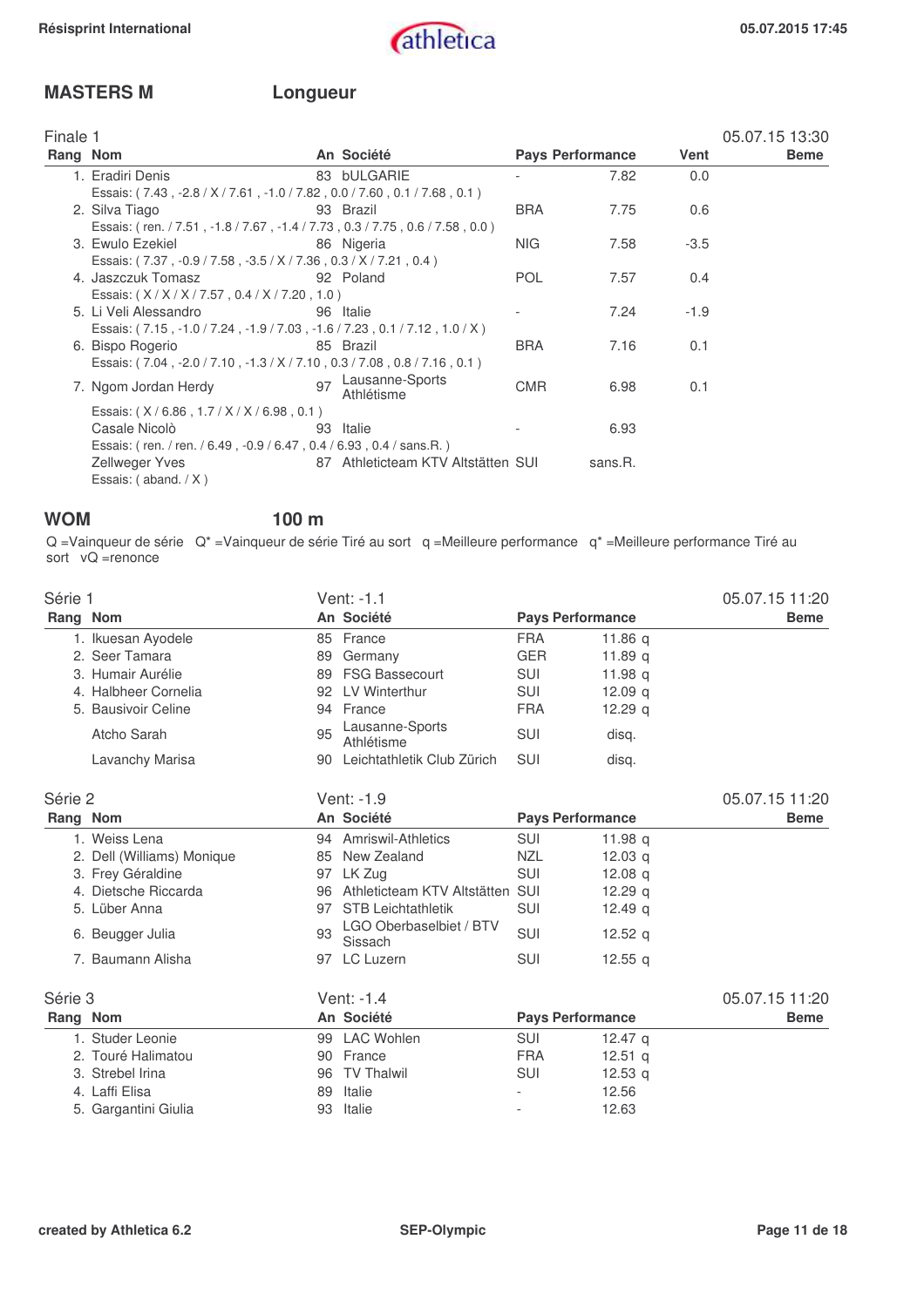## MASTERS M — Longueur

### Finale 1

05.07.15 13:30

| Rang | Nom | An | Société | Pays | Performance | Vent | Beme |
|---|---|---|---|---|---|---|---|
| 1. | Eradiri Denis | 83 | bULGARIE | - | 7.82 | 0.0 | |
| | Essais: ( 7.43 , -2.8 / X / 7.61 , -1.0 / 7.82 , 0.0 / 7.60 , 0.1 / 7.68 , 0.1 ) | | | | | | |
| 2. | Silva Tiago | 93 | Brazil | BRA | 7.75 | 0.6 | |
| | Essais: ( ren. / 7.51 , -1.8 / 7.67 , -1.4 / 7.73 , 0.3 / 7.75 , 0.6 / 7.58 , 0.0 ) | | | | | | |
| 3. | Ewulo Ezekiel | 86 | Nigeria | NIG | 7.58 | -3.5 | |
| | Essais: ( 7.37 , -0.9 / 7.58 , -3.5 / X / 7.36 , 0.3 / X / 7.21 , 0.4 ) | | | | | | |
| 4. | Jaszczuk Tomasz | 92 | Poland | POL | 7.57 | 0.4 | |
| | Essais: ( X / X / X / 7.57 , 0.4 / X / 7.20 , 1.0 ) | | | | | | |
| 5. | Li Veli Alessandro | 96 | Italie | - | 7.24 | -1.9 | |
| | Essais: ( 7.15 , -1.0 / 7.24 , -1.9 / 7.03 , -1.6 / 7.23 , 0.1 / 7.12 , 1.0 / X ) | | | | | | |
| 6. | Bispo Rogerio | 85 | Brazil | BRA | 7.16 | 0.1 | |
| | Essais: ( 7.04 , -2.0 / 7.10 , -1.3 / X / 7.10 , 0.3 / 7.08 , 0.8 / 7.16 , 0.1 ) | | | | | | |
| 7. | Ngom Jordan Herdy | 97 | Lausanne-Sports Athlétisme | CMR | 6.98 | 0.1 | |
| | Essais: ( X / 6.86 , 1.7 / X / X / 6.98 , 0.1 ) | | | | | | |
| | Casale Nicolò | 93 | Italie | - | 6.93 | | |
| | Essais: ( ren. / ren. / 6.49 , -0.9 / 6.47 , 0.4 / 6.93 , 0.4 / sans.R. ) | | | | | | |
| | Zellweger Yves | 87 | Athleticteam KTV Altstätten | SUI | sans.R. | | |
| | Essais: ( aband. / X ) | | | | | | |

## WOM — 100 m

Q =Vainqueur de série Q* =Vainqueur de série Tiré au sort q =Meilleure performance q* =Meilleure performance Tiré au sort vQ =renonce

### Série 1

Vent: -1.1 — 05.07.15 11:20

| Rang | Nom | An | Société | Pays | Performance | Beme |
|---|---|---|---|---|---|---|
| 1. | Ikuesan Ayodele | 85 | France | FRA | 11.86 q | |
| 2. | Seer Tamara | 89 | Germany | GER | 11.89 q | |
| 3. | Humair Aurélie | 89 | FSG Bassecourt | SUI | 11.98 q | |
| 4. | Halbheer Cornelia | 92 | LV Winterthur | SUI | 12.09 q | |
| 5. | Bausivoir Celine | 94 | France | FRA | 12.29 q | |
| | Atcho Sarah | 95 | Lausanne-Sports Athlétisme | SUI | disq. | |
| | Lavanchy Marisa | 90 | Leichtathletik Club Zürich | SUI | disq. | |

### Série 2

Vent: -1.9 — 05.07.15 11:20

| Rang | Nom | An | Société | Pays | Performance | Beme |
|---|---|---|---|---|---|---|
| 1. | Weiss Lena | 94 | Amriswil-Athletics | SUI | 11.98 q | |
| 2. | Dell (Williams) Monique | 85 | New Zealand | NZL | 12.03 q | |
| 3. | Frey Géraldine | 97 | LK Zug | SUI | 12.08 q | |
| 4. | Dietsche Riccarda | 96 | Athleticteam KTV Altstätten | SUI | 12.29 q | |
| 5. | Lüber Anna | 97 | STB Leichtathletik | SUI | 12.49 q | |
| 6. | Beugger Julia | 93 | LGO Oberbaselbiet / BTV Sissach | SUI | 12.52 q | |
| 7. | Baumann Alisha | 97 | LC Luzern | SUI | 12.55 q | |

### Série 3

Vent: -1.4 — 05.07.15 11:20

| Rang | Nom | An | Société | Pays | Performance | Beme |
|---|---|---|---|---|---|---|
| 1. | Studer Leonie | 99 | LAC Wohlen | SUI | 12.47 q | |
| 2. | Touré Halimatou | 90 | France | FRA | 12.51 q | |
| 3. | Strebel Irina | 96 | TV Thalwil | SUI | 12.53 q | |
| 4. | Laffi Elisa | 89 | Italie | - | 12.56 | |
| 5. | Gargantini Giulia | 93 | Italie | - | 12.63 | |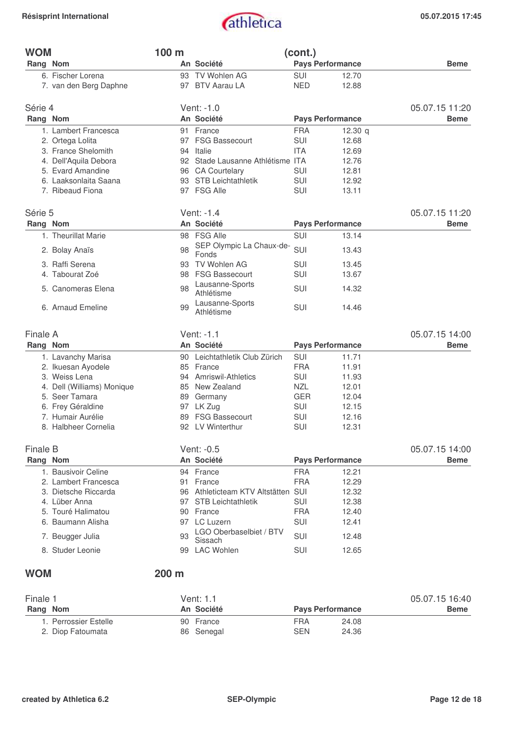## WOM 100 m (cont.)

| Rang | Nom | An | Société | Pays | Performance | Beme |
|---|---|---|---|---|---|---|
| 6. | Fischer Lorena | 93 | TV Wohlen AG | SUI | 12.70 | |
| 7. | van den Berg Daphne | 97 | BTV Aarau LA | NED | 12.88 | |

### Série 4 — Vent: -1.0 — 05.07.15 11:20

| Rang | Nom | An | Société | Pays | Performance | Beme |
|---|---|---|---|---|---|---|
| 1. | Lambert Francesca | 91 | France | FRA | 12.30 q | |
| 2. | Ortega Lolita | 97 | FSG Bassecourt | SUI | 12.68 | |
| 3. | France Shelomith | 94 | Italie | ITA | 12.69 | |
| 4. | Dell'Aquila Debora | 92 | Stade Lausanne Athlétisme | ITA | 12.76 | |
| 5. | Evard Amandine | 96 | CA Courtelary | SUI | 12.81 | |
| 6. | Laaksonlaita Saana | 93 | STB Leichtathletik | SUI | 12.92 | |
| 7. | Ribeaud Fiona | 97 | FSG Alle | SUI | 13.11 | |

### Série 5 — Vent: -1.4 — 05.07.15 11:20

| Rang | Nom | An | Société | Pays | Performance | Beme |
|---|---|---|---|---|---|---|
| 1. | Theurillat Marie | 98 | FSG Alle | SUI | 13.14 | |
| 2. | Bolay Anaïs | 98 | SEP Olympic La Chaux-de-Fonds | SUI | 13.43 | |
| 3. | Raffi Serena | 93 | TV Wohlen AG | SUI | 13.45 | |
| 4. | Tabourat Zoé | 98 | FSG Bassecourt | SUI | 13.67 | |
| 5. | Canomeras Elena | 98 | Lausanne-Sports Athlétisme | SUI | 14.32 | |
| 6. | Arnaud Emeline | 99 | Lausanne-Sports Athlétisme | SUI | 14.46 | |

### Finale A — Vent: -1.1 — 05.07.15 14:00

| Rang | Nom | An | Société | Pays | Performance | Beme |
|---|---|---|---|---|---|---|
| 1. | Lavanchy Marisa | 90 | Leichtathletik Club Zürich | SUI | 11.71 | |
| 2. | Ikuesan Ayodele | 85 | France | FRA | 11.91 | |
| 3. | Weiss Lena | 94 | Amriswil-Athletics | SUI | 11.93 | |
| 4. | Dell (Williams) Monique | 85 | New Zealand | NZL | 12.01 | |
| 5. | Seer Tamara | 89 | Germany | GER | 12.04 | |
| 6. | Frey Géraldine | 97 | LK Zug | SUI | 12.15 | |
| 7. | Humair Aurélie | 89 | FSG Bassecourt | SUI | 12.16 | |
| 8. | Halbheer Cornelia | 92 | LV Winterthur | SUI | 12.31 | |

### Finale B — Vent: -0.5 — 05.07.15 14:00

| Rang | Nom | An | Société | Pays | Performance | Beme |
|---|---|---|---|---|---|---|
| 1. | Bausivoir Celine | 94 | France | FRA | 12.21 | |
| 2. | Lambert Francesca | 91 | France | FRA | 12.29 | |
| 3. | Dietsche Riccarda | 96 | Athleticteam KTV Altstätten | SUI | 12.32 | |
| 4. | Lüber Anna | 97 | STB Leichtathletik | SUI | 12.38 | |
| 5. | Touré Halimatou | 90 | France | FRA | 12.40 | |
| 6. | Baumann Alisha | 97 | LC Luzern | SUI | 12.41 | |
| 7. | Beugger Julia | 93 | LGO Oberbaselbiet / BTV Sissach | SUI | 12.48 | |
| 8. | Studer Leonie | 99 | LAC Wohlen | SUI | 12.65 | |

## WOM 200 m

### Finale 1 — Vent: 1.1 — 05.07.15 16:40

| Rang | Nom | An | Société | Pays | Performance | Beme |
|---|---|---|---|---|---|---|
| 1. | Perrossier Estelle | 90 | France | FRA | 24.08 | |
| 2. | Diop Fatoumata | 86 | Senegal | SEN | 24.36 | |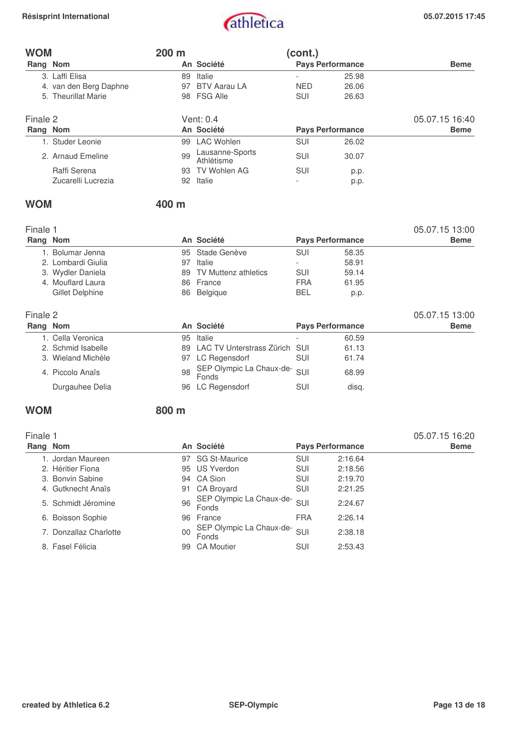## WOM 200 m (cont.)

| Rang | Nom | An | Société | Pays | Performance | Beme |
|---|---|---|---|---|---|---|
| 3. | Laffi Elisa | 89 | Italie | - | 25.98 | |
| 4. | van den Berg Daphne | 97 | BTV Aarau LA | NED | 26.06 | |
| 5. | Theurillat Marie | 98 | FSG Alle | SUI | 26.63 | |

### Finale 2 — Vent: 0.4 — 05.07.15 16:40

| Rang | Nom | An | Société | Pays | Performance | Beme |
|---|---|---|---|---|---|---|
| 1. | Studer Leonie | 99 | LAC Wohlen | SUI | 26.02 | |
| 2. | Arnaud Emeline | 99 | Lausanne-Sports Athlétisme | SUI | 30.07 | |
| | Raffi Serena | 93 | TV Wohlen AG | SUI | p.p. | |
| | Zucarelli Lucrezia | 92 | Italie | - | p.p. | |

## WOM 400 m

### Finale 1 — 05.07.15 13:00

| Rang | Nom | An | Société | Pays | Performance | Beme |
|---|---|---|---|---|---|---|
| 1. | Bolumar Jenna | 95 | Stade Genève | SUI | 58.35 | |
| 2. | Lombardi Giulia | 97 | Italie | - | 58.91 | |
| 3. | Wydler Daniela | 89 | TV Muttenz athletics | SUI | 59.14 | |
| 4. | Mouflard Laura | 86 | France | FRA | 61.95 | |
| | Gillet Delphine | 86 | Belgique | BEL | p.p. | |

### Finale 2 — 05.07.15 13:00

| Rang | Nom | An | Société | Pays | Performance | Beme |
|---|---|---|---|---|---|---|
| 1. | Cella Veronica | 95 | Italie | - | 60.59 | |
| 2. | Schmid Isabelle | 89 | LAC TV Unterstrass Zürich | SUI | 61.13 | |
| 3. | Wieland Michèle | 97 | LC Regensdorf | SUI | 61.74 | |
| 4. | Piccolo Anaïs | 98 | SEP Olympic La Chaux-de-Fonds | SUI | 68.99 | |
| | Durgauhee Delia | 96 | LC Regensdorf | SUI | disq. | |

## WOM 800 m

### Finale 1 — 05.07.15 16:20

| Rang | Nom | An | Société | Pays | Performance | Beme |
|---|---|---|---|---|---|---|
| 1. | Jordan Maureen | 97 | SG St-Maurice | SUI | 2:16.64 | |
| 2. | Héritier Fiona | 95 | US Yverdon | SUI | 2:18.56 | |
| 3. | Bonvin Sabine | 94 | CA Sion | SUI | 2:19.70 | |
| 4. | Gutknecht Anaïs | 91 | CA Broyard | SUI | 2:21.25 | |
| 5. | Schmidt Jéromine | 96 | SEP Olympic La Chaux-de-Fonds | SUI | 2:24.67 | |
| 6. | Boisson Sophie | 96 | France | FRA | 2:26.14 | |
| 7. | Donzallaz Charlotte | 00 | SEP Olympic La Chaux-de-Fonds | SUI | 2:38.18 | |
| 8. | Fasel Félicia | 99 | CA Moutier | SUI | 2:53.43 | |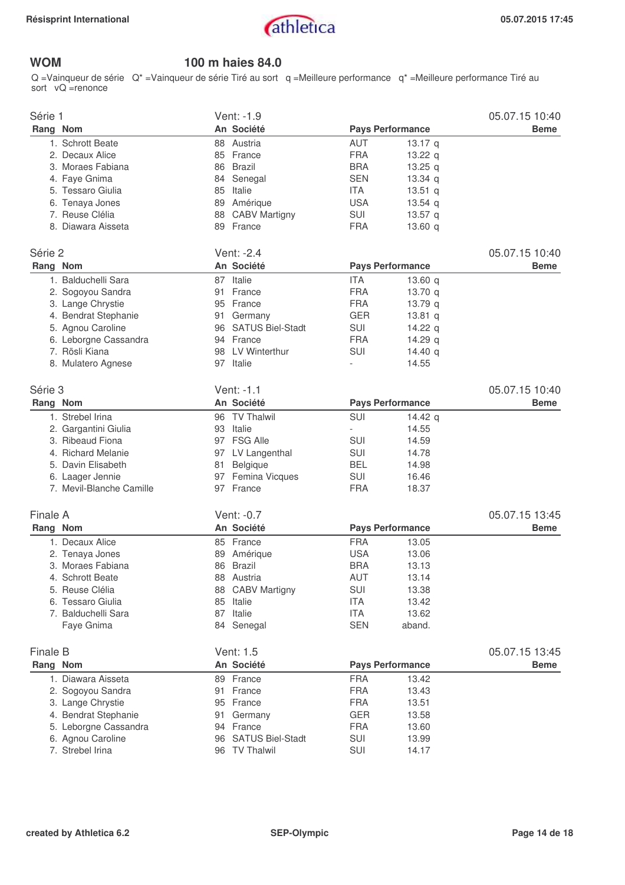## WOM — 100 m haies 84.0

Q =Vainqueur de série Q* =Vainqueur de série Tiré au sort q =Meilleure performance q* =Meilleure performance Tiré au sort vQ =renonce

### Série 1 — Vent: -1.9 — 05.07.15 10:40

| Rang | Nom | An | Société | Pays | Performance | Beme |
|---|---|---|---|---|---|---|
| 1. | Schrott Beate | 88 | Austria | AUT | 13.17 q | |
| 2. | Decaux Alice | 85 | France | FRA | 13.22 q | |
| 3. | Moraes Fabiana | 86 | Brazil | BRA | 13.25 q | |
| 4. | Faye Gnima | 84 | Senegal | SEN | 13.34 q | |
| 5. | Tessaro Giulia | 85 | Italie | ITA | 13.51 q | |
| 6. | Tenaya Jones | 89 | Amérique | USA | 13.54 q | |
| 7. | Reuse Clélia | 88 | CABV Martigny | SUI | 13.57 q | |
| 8. | Diawara Aisseta | 89 | France | FRA | 13.60 q | |

### Série 2 — Vent: -2.4 — 05.07.15 10:40

| Rang | Nom | An | Société | Pays | Performance | Beme |
|---|---|---|---|---|---|---|
| 1. | Balduchelli Sara | 87 | Italie | ITA | 13.60 q | |
| 2. | Sogoyou Sandra | 91 | France | FRA | 13.70 q | |
| 3. | Lange Chrystie | 95 | France | FRA | 13.79 q | |
| 4. | Bendrat Stephanie | 91 | Germany | GER | 13.81 q | |
| 5. | Agnou Caroline | 96 | SATUS Biel-Stadt | SUI | 14.22 q | |
| 6. | Leborgne Cassandra | 94 | France | FRA | 14.29 q | |
| 7. | Rösli Kiana | 98 | LV Winterthur | SUI | 14.40 q | |
| 8. | Mulatero Agnese | 97 | Italie | - | 14.55 | |

### Série 3 — Vent: -1.1 — 05.07.15 10:40

| Rang | Nom | An | Société | Pays | Performance | Beme |
|---|---|---|---|---|---|---|
| 1. | Strebel Irina | 96 | TV Thalwil | SUI | 14.42 q | |
| 2. | Gargantini Giulia | 93 | Italie | - | 14.55 | |
| 3. | Ribeaud Fiona | 97 | FSG Alle | SUI | 14.59 | |
| 4. | Richard Melanie | 97 | LV Langenthal | SUI | 14.78 | |
| 5. | Davin Elisabeth | 81 | Belgique | BEL | 14.98 | |
| 6. | Laager Jennie | 97 | Femina Vicques | SUI | 16.46 | |
| 7. | Mevil-Blanche Camille | 97 | France | FRA | 18.37 | |

### Finale A — Vent: -0.7 — 05.07.15 13:45

| Rang | Nom | An | Société | Pays | Performance | Beme |
|---|---|---|---|---|---|---|
| 1. | Decaux Alice | 85 | France | FRA | 13.05 | |
| 2. | Tenaya Jones | 89 | Amérique | USA | 13.06 | |
| 3. | Moraes Fabiana | 86 | Brazil | BRA | 13.13 | |
| 4. | Schrott Beate | 88 | Austria | AUT | 13.14 | |
| 5. | Reuse Clélia | 88 | CABV Martigny | SUI | 13.38 | |
| 6. | Tessaro Giulia | 85 | Italie | ITA | 13.42 | |
| 7. | Balduchelli Sara | 87 | Italie | ITA | 13.62 | |
| | Faye Gnima | 84 | Senegal | SEN | aband. | |

### Finale B — Vent: 1.5 — 05.07.15 13:45

| Rang | Nom | An | Société | Pays | Performance | Beme |
|---|---|---|---|---|---|---|
| 1. | Diawara Aisseta | 89 | France | FRA | 13.42 | |
| 2. | Sogoyou Sandra | 91 | France | FRA | 13.43 | |
| 3. | Lange Chrystie | 95 | France | FRA | 13.51 | |
| 4. | Bendrat Stephanie | 91 | Germany | GER | 13.58 | |
| 5. | Leborgne Cassandra | 94 | France | FRA | 13.60 | |
| 6. | Agnou Caroline | 96 | SATUS Biel-Stadt | SUI | 13.99 | |
| 7. | Strebel Irina | 96 | TV Thalwil | SUI | 14.17 | |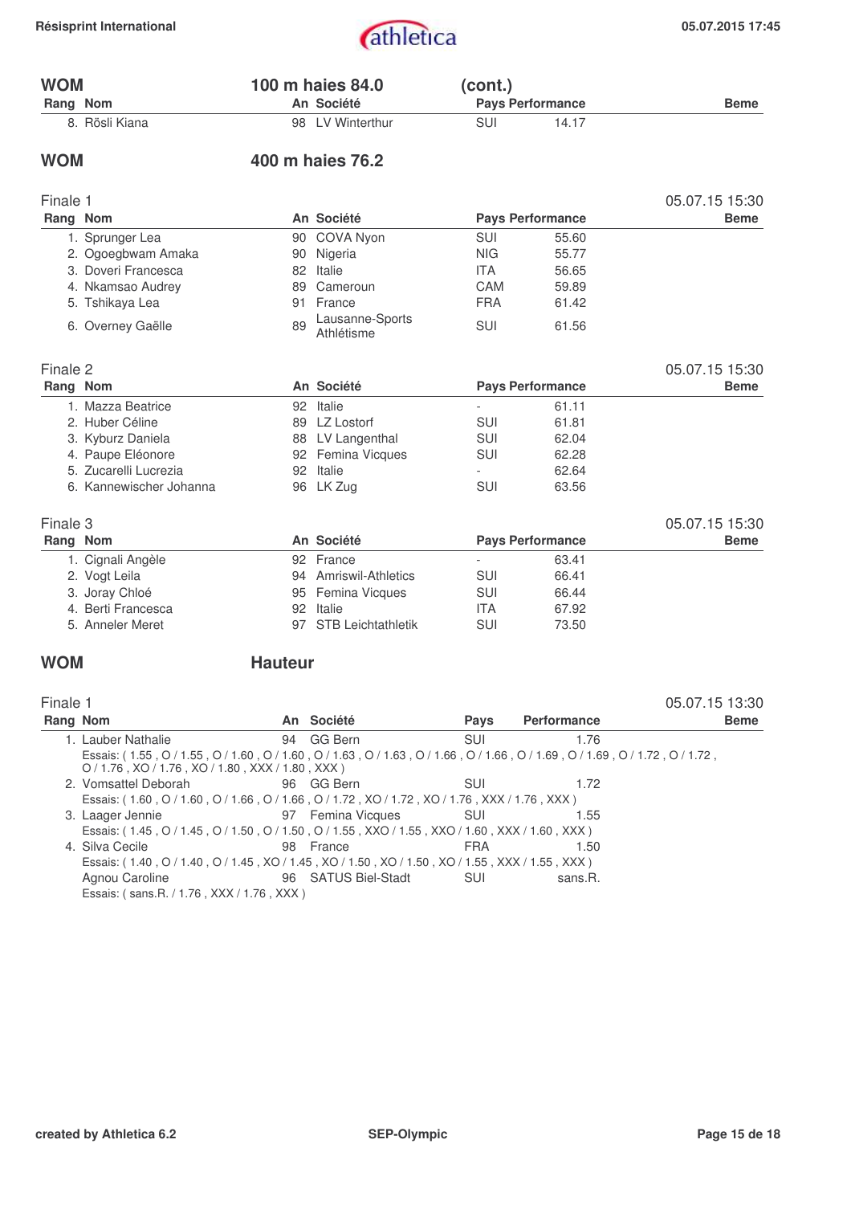## WOM 100 m haies 84.0 (cont.)

| Rang | Nom | An | Société | Pays | Performance | Beme |
|---|---|---|---|---|---|---|
| 8. | Rösli Kiana | 98 | LV Winterthur | SUI | 14.17 | |

## WOM 400 m haies 76.2

### Finale 1

05.07.15 15:30

| Rang | Nom | An | Société | Pays | Performance | Beme |
|---|---|---|---|---|---|---|
| 1. | Sprunger Lea | 90 | COVA Nyon | SUI | 55.60 | |
| 2. | Ogoegbwam Amaka | 90 | Nigeria | NIG | 55.77 | |
| 3. | Doveri Francesca | 82 | Italie | ITA | 56.65 | |
| 4. | Nkamsao Audrey | 89 | Cameroun | CAM | 59.89 | |
| 5. | Tshikaya Lea | 91 | France | FRA | 61.42 | |
| 6. | Overney Gaëlle | 89 | Lausanne-Sports Athlétisme | SUI | 61.56 | |

### Finale 2

05.07.15 15:30

| Rang | Nom | An | Société | Pays | Performance | Beme |
|---|---|---|---|---|---|---|
| 1. | Mazza Beatrice | 92 | Italie | - | 61.11 | |
| 2. | Huber Céline | 89 | LZ Lostorf | SUI | 61.81 | |
| 3. | Kyburz Daniela | 88 | LV Langenthal | SUI | 62.04 | |
| 4. | Paupe Eléonore | 92 | Femina Vicques | SUI | 62.28 | |
| 5. | Zucarelli Lucrezia | 92 | Italie | - | 62.64 | |
| 6. | Kannewischer Johanna | 96 | LK Zug | SUI | 63.56 | |

### Finale 3

05.07.15 15:30

| Rang | Nom | An | Société | Pays | Performance | Beme |
|---|---|---|---|---|---|---|
| 1. | Cignali Angèle | 92 | France | - | 63.41 | |
| 2. | Vogt Leila | 94 | Amriswil-Athletics | SUI | 66.41 | |
| 3. | Joray Chloé | 95 | Femina Vicques | SUI | 66.44 | |
| 4. | Berti Francesca | 92 | Italie | ITA | 67.92 | |
| 5. | Anneler Meret | 97 | STB Leichtathletik | SUI | 73.50 | |

## WOM Hauteur

### Finale 1

05.07.15 13:30

| Rang | Nom | An | Société | Pays | Performance | Beme |
|---|---|---|---|---|---|---|
| 1. | Lauber Nathalie | 94 | GG Bern | SUI | 1.76 | |
| | Essais: ( 1.55 , O / 1.55 , O / 1.60 , O / 1.60 , O / 1.63 , O / 1.63 , O / 1.66 , O / 1.66 , O / 1.69 , O / 1.69 , O / 1.72 , O / 1.72 , O / 1.76 , XO / 1.76 , XO / 1.80 , XXX / 1.80 , XXX ) | | | | | |
| 2. | Vomsattel Deborah | 96 | GG Bern | SUI | 1.72 | |
| | Essais: ( 1.60 , O / 1.60 , O / 1.66 , O / 1.66 , O / 1.72 , XO / 1.72 , XO / 1.76 , XXX / 1.76 , XXX ) | | | | | |
| 3. | Laager Jennie | 97 | Femina Vicques | SUI | 1.55 | |
| | Essais: ( 1.45 , O / 1.45 , O / 1.50 , O / 1.50 , O / 1.55 , XXO / 1.55 , XXO / 1.60 , XXX / 1.60 , XXX ) | | | | | |
| 4. | Silva Cecile | 98 | France | FRA | 1.50 | |
| | Essais: ( 1.40 , O / 1.40 , O / 1.45 , XO / 1.45 , XO / 1.50 , XO / 1.50 , XO / 1.55 , XXX / 1.55 , XXX ) | | | | | |
| | Agnou Caroline | 96 | SATUS Biel-Stadt | SUI | sans.R. | |
| | Essais: ( sans.R. / 1.76 , XXX / 1.76 , XXX ) | | | | | |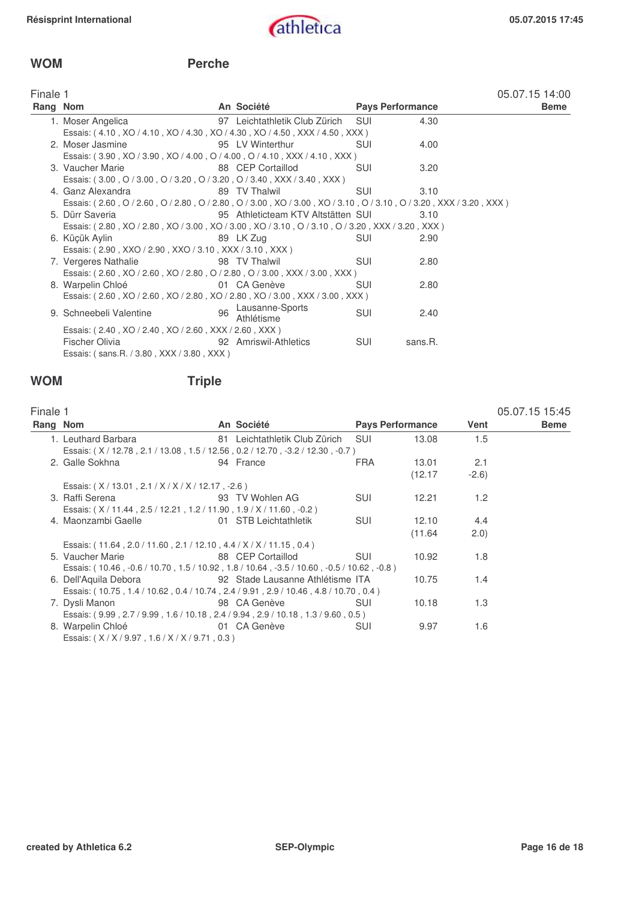## WOM Perche

Finale 1 — 05.07.15 14:00

| Rang | Nom | An | Société | Pays | Performance | Beme |
|---|---|---|---|---|---|---|
| 1. | Moser Angelica | 97 | Leichtathletik Club Zürich | SUI | 4.30 | |
| | Essais: ( 4.10 , XO / 4.10 , XO / 4.30 , XO / 4.30 , XO / 4.50 , XXX / 4.50 , XXX ) | | | | | |
| 2. | Moser Jasmine | 95 | LV Winterthur | SUI | 4.00 | |
| | Essais: ( 3.90 , XO / 3.90 , XO / 4.00 , O / 4.00 , O / 4.10 , XXX / 4.10 , XXX ) | | | | | |
| 3. | Vaucher Marie | 88 | CEP Cortaillod | SUI | 3.20 | |
| | Essais: ( 3.00 , O / 3.00 , O / 3.20 , O / 3.20 , O / 3.40 , XXX / 3.40 , XXX ) | | | | | |
| 4. | Ganz Alexandra | 89 | TV Thalwil | SUI | 3.10 | |
| | Essais: ( 2.60 , O / 2.60 , O / 2.80 , O / 2.80 , O / 3.00 , XO / 3.00 , XO / 3.10 , O / 3.10 , O / 3.20 , XXX / 3.20 , XXX ) | | | | | |
| 5. | Dürr Saveria | 95 | Athleticteam KTV Altstätten | SUI | 3.10 | |
| | Essais: ( 2.80 , XO / 2.80 , XO / 3.00 , XO / 3.00 , XO / 3.10 , O / 3.10 , O / 3.20 , XXX / 3.20 , XXX ) | | | | | |
| 6. | Küçük Aylin | 89 | LK Zug | SUI | 2.90 | |
| | Essais: ( 2.90 , XXO / 2.90 , XXO / 3.10 , XXX / 3.10 , XXX ) | | | | | |
| 7. | Vergeres Nathalie | 98 | TV Thalwil | SUI | 2.80 | |
| | Essais: ( 2.60 , XO / 2.60 , XO / 2.80 , O / 2.80 , O / 3.00 , XXX / 3.00 , XXX ) | | | | | |
| 8. | Warpelin Chloé | 01 | CA Genève | SUI | 2.80 | |
| | Essais: ( 2.60 , XO / 2.60 , XO / 2.80 , XO / 2.80 , XO / 3.00 , XXX / 3.00 , XXX ) | | | | | |
| 9. | Schneebeli Valentine | 96 | Lausanne-Sports Athlétisme | SUI | 2.40 | |
| | Essais: ( 2.40 , XO / 2.40 , XO / 2.60 , XXX / 2.60 , XXX ) | | | | | |
| | Fischer Olivia | 92 | Amriswil-Athletics | SUI | sans.R. | |
| | Essais: ( sans.R. / 3.80 , XXX / 3.80 , XXX ) | | | | | |

## WOM Triple

Finale 1 — 05.07.15 15:45

| Rang | Nom | An | Société | Pays | Performance | Vent | Beme |
|---|---|---|---|---|---|---|---|
| 1. | Leuthard Barbara | 81 | Leichtathletik Club Zürich | SUI | 13.08 | 1.5 | |
| | Essais: ( X / 12.78 , 2.1 / 13.08 , 1.5 / 12.56 , 0.2 / 12.70 , -3.2 / 12.30 , -0.7 ) | | | | | | |
| 2. | Galle Sokhna | 94 | France | FRA | 13.01 (12.17 | 2.1 -2.6) | |
| | Essais: ( X / 13.01 , 2.1 / X / X / X / 12.17 , -2.6 ) | | | | | | |
| 3. | Raffi Serena | 93 | TV Wohlen AG | SUI | 12.21 | 1.2 | |
| | Essais: ( X / 11.44 , 2.5 / 12.21 , 1.2 / 11.90 , 1.9 / X / 11.60 , -0.2 ) | | | | | | |
| 4. | Maonzambi Gaelle | 01 | STB Leichtathletik | SUI | 12.10 (11.64 | 4.4 2.0) | |
| | Essais: ( 11.64 , 2.0 / 11.60 , 2.1 / 12.10 , 4.4 / X / X / 11.15 , 0.4 ) | | | | | | |
| 5. | Vaucher Marie | 88 | CEP Cortaillod | SUI | 10.92 | 1.8 | |
| | Essais: ( 10.46 , -0.6 / 10.70 , 1.5 / 10.92 , 1.8 / 10.64 , -3.5 / 10.60 , -0.5 / 10.62 , -0.8 ) | | | | | | |
| 6. | Dell'Aquila Debora | 92 | Stade Lausanne Athlétisme | ITA | 10.75 | 1.4 | |
| | Essais: ( 10.75 , 1.4 / 10.62 , 0.4 / 10.74 , 2.4 / 9.91 , 2.9 / 10.46 , 4.8 / 10.70 , 0.4 ) | | | | | | |
| 7. | Dysli Manon | 98 | CA Genève | SUI | 10.18 | 1.3 | |
| | Essais: ( 9.99 , 2.7 / 9.99 , 1.6 / 10.18 , 2.4 / 9.94 , 2.9 / 10.18 , 1.3 / 9.60 , 0.5 ) | | | | | | |
| 8. | Warpelin Chloé | 01 | CA Genève | SUI | 9.97 | 1.6 | |
| | Essais: ( X / X / 9.97 , 1.6 / X / X / 9.71 , 0.3 ) | | | | | | |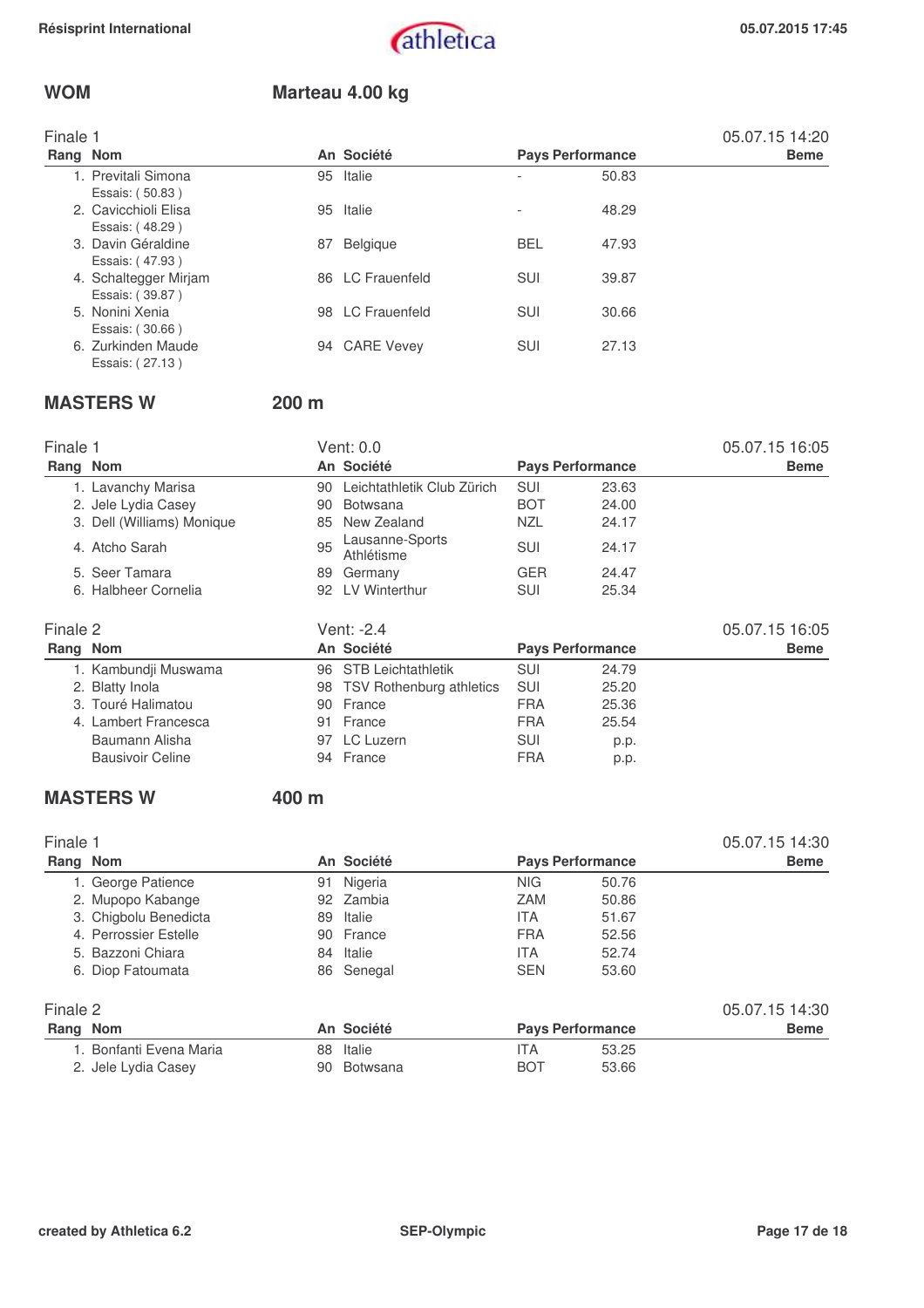## WOM — Marteau 4.00 kg

Finale 1 — 05.07.15 14:20

| Rang | Nom | An | Société | Pays | Performance | Beme |
|---|---|---|---|---|---|---|
| 1. | Previtali Simona | 95 | Italie | - | 50.83 | |
| | Essais: ( 50.83 ) | | | | | |
| 2. | Cavicchioli Elisa | 95 | Italie | - | 48.29 | |
| | Essais: ( 48.29 ) | | | | | |
| 3. | Davin Géraldine | 87 | Belgique | BEL | 47.93 | |
| | Essais: ( 47.93 ) | | | | | |
| 4. | Schaltegger Mirjam | 86 | LC Frauenfeld | SUI | 39.87 | |
| | Essais: ( 39.87 ) | | | | | |
| 5. | Nonini Xenia | 98 | LC Frauenfeld | SUI | 30.66 | |
| | Essais: ( 30.66 ) | | | | | |
| 6. | Zurkinden Maude | 94 | CARE Vevey | SUI | 27.13 | |
| | Essais: ( 27.13 ) | | | | | |

## MASTERS W — 200 m

Finale 1 — Vent: 0.0 — 05.07.15 16:05

| Rang | Nom | An | Société | Pays | Performance | Beme |
|---|---|---|---|---|---|---|
| 1. | Lavanchy Marisa | 90 | Leichtathletik Club Zürich | SUI | 23.63 | |
| 2. | Jele Lydia Casey | 90 | Botswana | BOT | 24.00 | |
| 3. | Dell (Williams) Monique | 85 | New Zealand | NZL | 24.17 | |
| 4. | Atcho Sarah | 95 | Lausanne-Sports Athlétisme | SUI | 24.17 | |
| 5. | Seer Tamara | 89 | Germany | GER | 24.47 | |
| 6. | Halbheer Cornelia | 92 | LV Winterthur | SUI | 25.34 | |

Finale 2 — Vent: -2.4 — 05.07.15 16:05

| Rang | Nom | An | Société | Pays | Performance | Beme |
|---|---|---|---|---|---|---|
| 1. | Kambundji Muswama | 96 | STB Leichtathletik | SUI | 24.79 | |
| 2. | Blatty Inola | 98 | TSV Rothenburg athletics | SUI | 25.20 | |
| 3. | Touré Halimatou | 90 | France | FRA | 25.36 | |
| 4. | Lambert Francesca | 91 | France | FRA | 25.54 | |
| | Baumann Alisha | 97 | LC Luzern | SUI | p.p. | |
| | Bausivoir Celine | 94 | France | FRA | p.p. | |

## MASTERS W — 400 m

Finale 1 — 05.07.15 14:30

| Rang | Nom | An | Société | Pays | Performance | Beme |
|---|---|---|---|---|---|---|
| 1. | George Patience | 91 | Nigeria | NIG | 50.76 | |
| 2. | Mupopo Kabange | 92 | Zambia | ZAM | 50.86 | |
| 3. | Chigbolu Benedicta | 89 | Italie | ITA | 51.67 | |
| 4. | Perrossier Estelle | 90 | France | FRA | 52.56 | |
| 5. | Bazzoni Chiara | 84 | Italie | ITA | 52.74 | |
| 6. | Diop Fatoumata | 86 | Senegal | SEN | 53.60 | |

Finale 2 — 05.07.15 14:30

| Rang | Nom | An | Société | Pays | Performance | Beme |
|---|---|---|---|---|---|---|
| 1. | Bonfanti Evena Maria | 88 | Italie | ITA | 53.25 | |
| 2. | Jele Lydia Casey | 90 | Botswana | BOT | 53.66 | |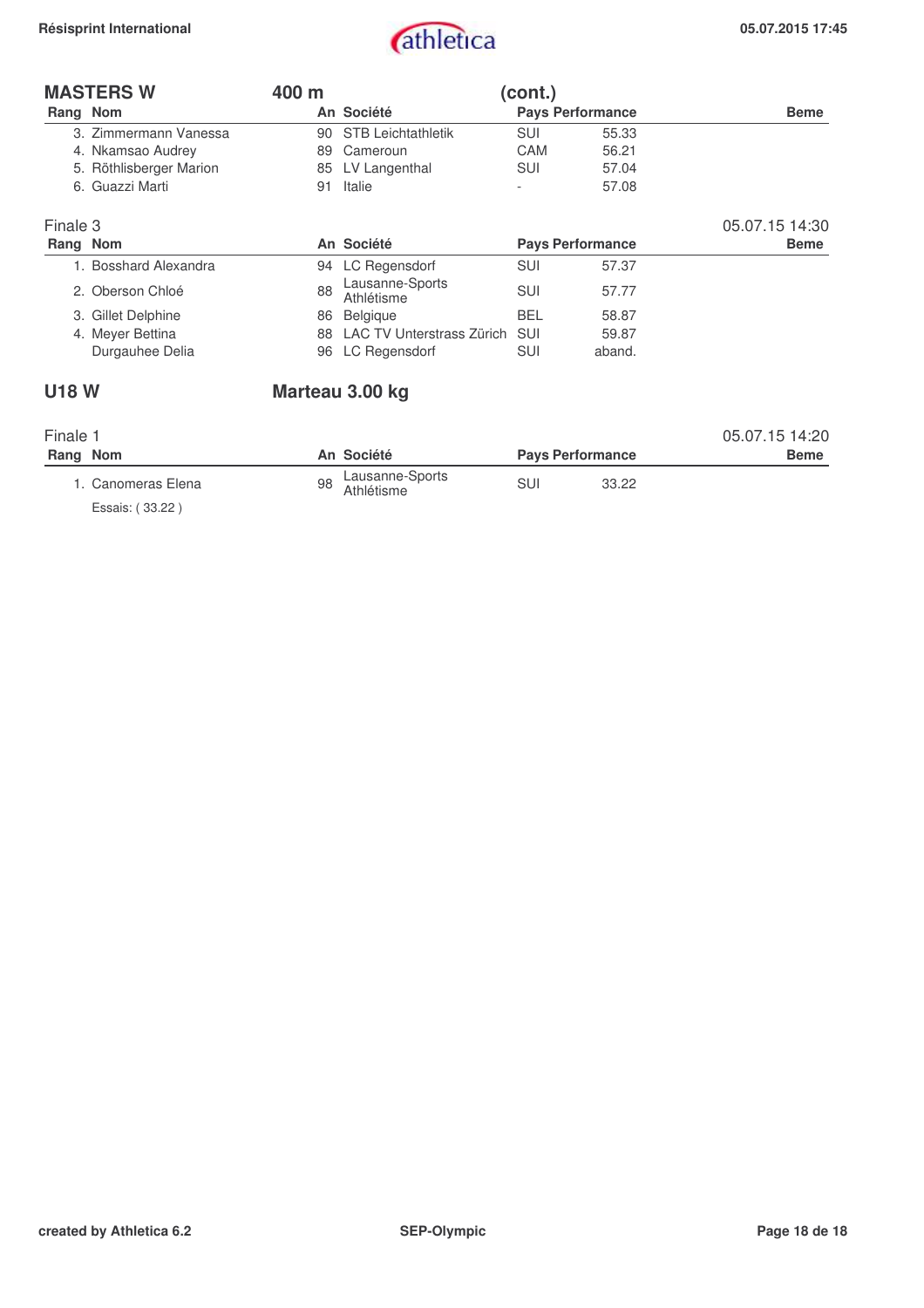## MASTERS W — 400 m (cont.)

| Rang | Nom | An | Société | Pays | Performance | Beme |
|---|---|---|---|---|---|---|
| 3. | Zimmermann Vanessa | 90 | STB Leichtathletik | SUI | 55.33 | |
| 4. | Nkamsao Audrey | 89 | Cameroun | CAM | 56.21 | |
| 5. | Röthlisberger Marion | 85 | LV Langenthal | SUI | 57.04 | |
| 6. | Guazzi Marti | 91 | Italie | - | 57.08 | |

Finale 3 — 05.07.15 14:30

| Rang | Nom | An | Société | Pays | Performance | Beme |
|---|---|---|---|---|---|---|
| 1. | Bosshard Alexandra | 94 | LC Regensdorf | SUI | 57.37 | |
| 2. | Oberson Chloé | 88 | Lausanne-Sports Athlétisme | SUI | 57.77 | |
| 3. | Gillet Delphine | 86 | Belgique | BEL | 58.87 | |
| 4. | Meyer Bettina | 88 | LAC TV Unterstrass Zürich | SUI | 59.87 | |
| | Durgauhee Delia | 96 | LC Regensdorf | SUI | aband. | |

## U18 W — Marteau 3.00 kg

Finale 1 — 05.07.15 14:20

| Rang | Nom | An | Société | Pays | Performance | Beme |
|---|---|---|---|---|---|---|
| 1. | Canomeras Elena | 98 | Lausanne-Sports Athlétisme | SUI | 33.22 | |

Essais: ( 33.22 )